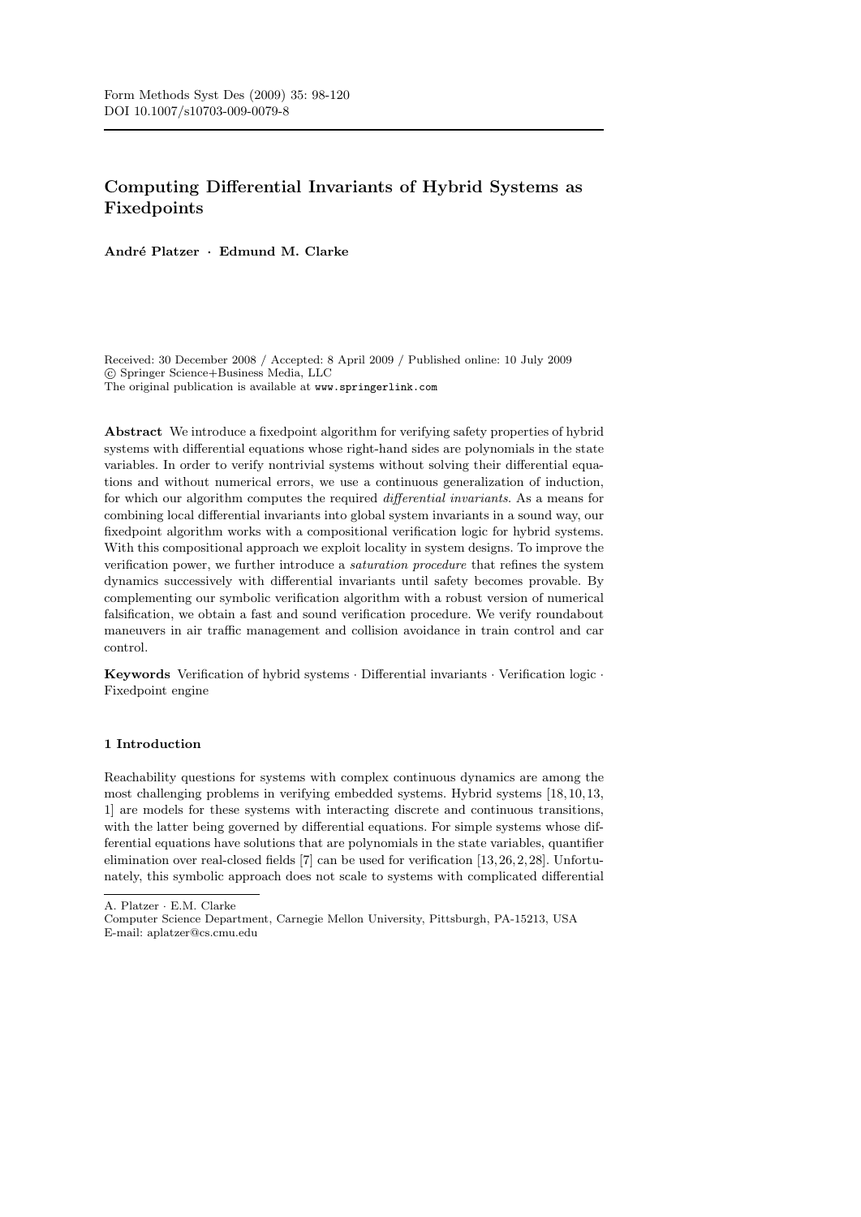Form Methods Syst Des (2009) 35: 98-120
DOI 10.1007/s10703-009-0079-8

# Computing Differential Invariants of Hybrid Systems as Fixedpoints

**André Platzer · Edmund M. Clarke**

Received: 30 December 2008 / Accepted: 8 April 2009 / Published online: 10 July 2009
© Springer Science+Business Media, LLC
The original publication is available at www.springerlink.com

**Abstract** We introduce a fixedpoint algorithm for verifying safety properties of hybrid systems with differential equations whose right-hand sides are polynomials in the state variables. In order to verify nontrivial systems without solving their differential equations and without numerical errors, we use a continuous generalization of induction, for which our algorithm computes the required *differential invariants*. As a means for combining local differential invariants into global system invariants in a sound way, our fixedpoint algorithm works with a compositional verification logic for hybrid systems. With this compositional approach we exploit locality in system designs. To improve the verification power, we further introduce a *saturation procedure* that refines the system dynamics successively with differential invariants until safety becomes provable. By complementing our symbolic verification algorithm with a robust version of numerical falsification, we obtain a fast and sound verification procedure. We verify roundabout maneuvers in air traffic management and collision avoidance in train control and car control.

**Keywords** Verification of hybrid systems · Differential invariants · Verification logic · Fixedpoint engine

## 1 Introduction

Reachability questions for systems with complex continuous dynamics are among the most challenging problems in verifying embedded systems. Hybrid systems [18,10,13,1] are models for these systems with interacting discrete and continuous transitions, with the latter being governed by differential equations. For simple systems whose differential equations have solutions that are polynomials in the state variables, quantifier elimination over real-closed fields [7] can be used for verification [13,26,2,28]. Unfortunately, this symbolic approach does not scale to systems with complicated differential

A. Platzer · E.M. Clarke
Computer Science Department, Carnegie Mellon University, Pittsburgh, PA-15213, USA
E-mail: aplatzer@cs.cmu.edu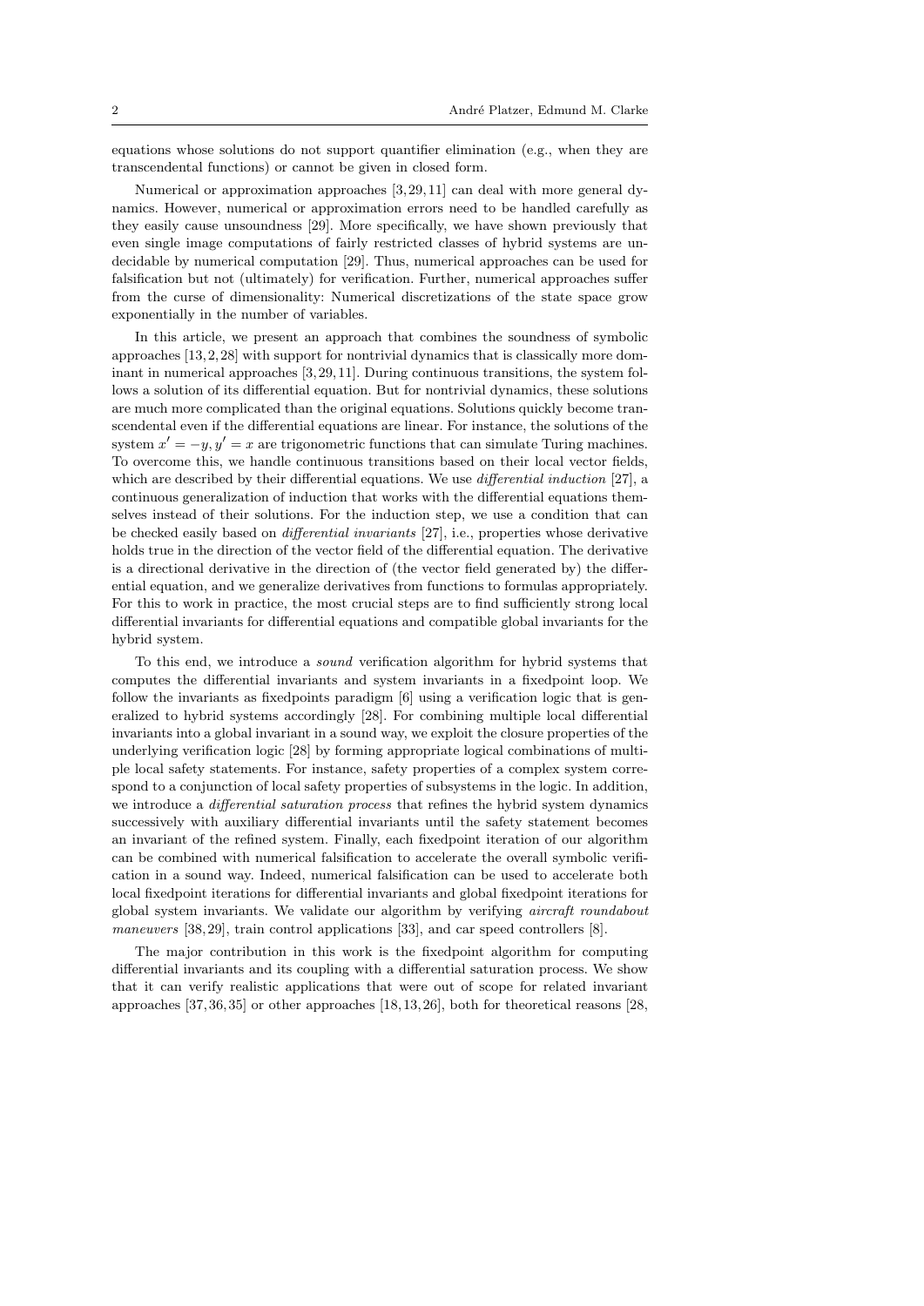equations whose solutions do not support quantifier elimination (e.g., when they are transcendental functions) or cannot be given in closed form.

Numerical or approximation approaches [3, 29, 11] can deal with more general dynamics. However, numerical or approximation errors need to be handled carefully as they easily cause unsoundness [29]. More specifically, we have shown previously that even single image computations of fairly restricted classes of hybrid systems are undecidable by numerical computation [29]. Thus, numerical approaches can be used for falsification but not (ultimately) for verification. Further, numerical approaches suffer from the curse of dimensionality: Numerical discretizations of the state space grow exponentially in the number of variables.

In this article, we present an approach that combines the soundness of symbolic approaches [13, 2, 28] with support for nontrivial dynamics that is classically more dominant in numerical approaches [3, 29, 11]. During continuous transitions, the system follows a solution of its differential equation. But for nontrivial dynamics, these solutions are much more complicated than the original equations. Solutions quickly become transcendental even if the differential equations are linear. For instance, the solutions of the system $x' = -y, y' = x$ are trigonometric functions that can simulate Turing machines. To overcome this, we handle continuous transitions based on their local vector fields, which are described by their differential equations. We use *differential induction* [27], a continuous generalization of induction that works with the differential equations themselves instead of their solutions. For the induction step, we use a condition that can be checked easily based on *differential invariants* [27], i.e., properties whose derivative holds true in the direction of the vector field of the differential equation. The derivative is a directional derivative in the direction of (the vector field generated by) the differential equation, and we generalize derivatives from functions to formulas appropriately. For this to work in practice, the most crucial steps are to find sufficiently strong local differential invariants for differential equations and compatible global invariants for the hybrid system.

To this end, we introduce a *sound* verification algorithm for hybrid systems that computes the differential invariants and system invariants in a fixedpoint loop. We follow the invariants as fixedpoints paradigm [6] using a verification logic that is generalized to hybrid systems accordingly [28]. For combining multiple local differential invariants into a global invariant in a sound way, we exploit the closure properties of the underlying verification logic [28] by forming appropriate logical combinations of multiple local safety statements. For instance, safety properties of a complex system correspond to a conjunction of local safety properties of subsystems in the logic. In addition, we introduce a *differential saturation process* that refines the hybrid system dynamics successively with auxiliary differential invariants until the safety statement becomes an invariant of the refined system. Finally, each fixedpoint iteration of our algorithm can be combined with numerical falsification to accelerate the overall symbolic verification in a sound way. Indeed, numerical falsification can be used to accelerate both local fixedpoint iterations for differential invariants and global fixedpoint iterations for global system invariants. We validate our algorithm by verifying *aircraft roundabout maneuvers* [38, 29], train control applications [33], and car speed controllers [8].

The major contribution in this work is the fixedpoint algorithm for computing differential invariants and its coupling with a differential saturation process. We show that it can verify realistic applications that were out of scope for related invariant approaches [37, 36, 35] or other approaches [18, 13, 26], both for theoretical reasons [28,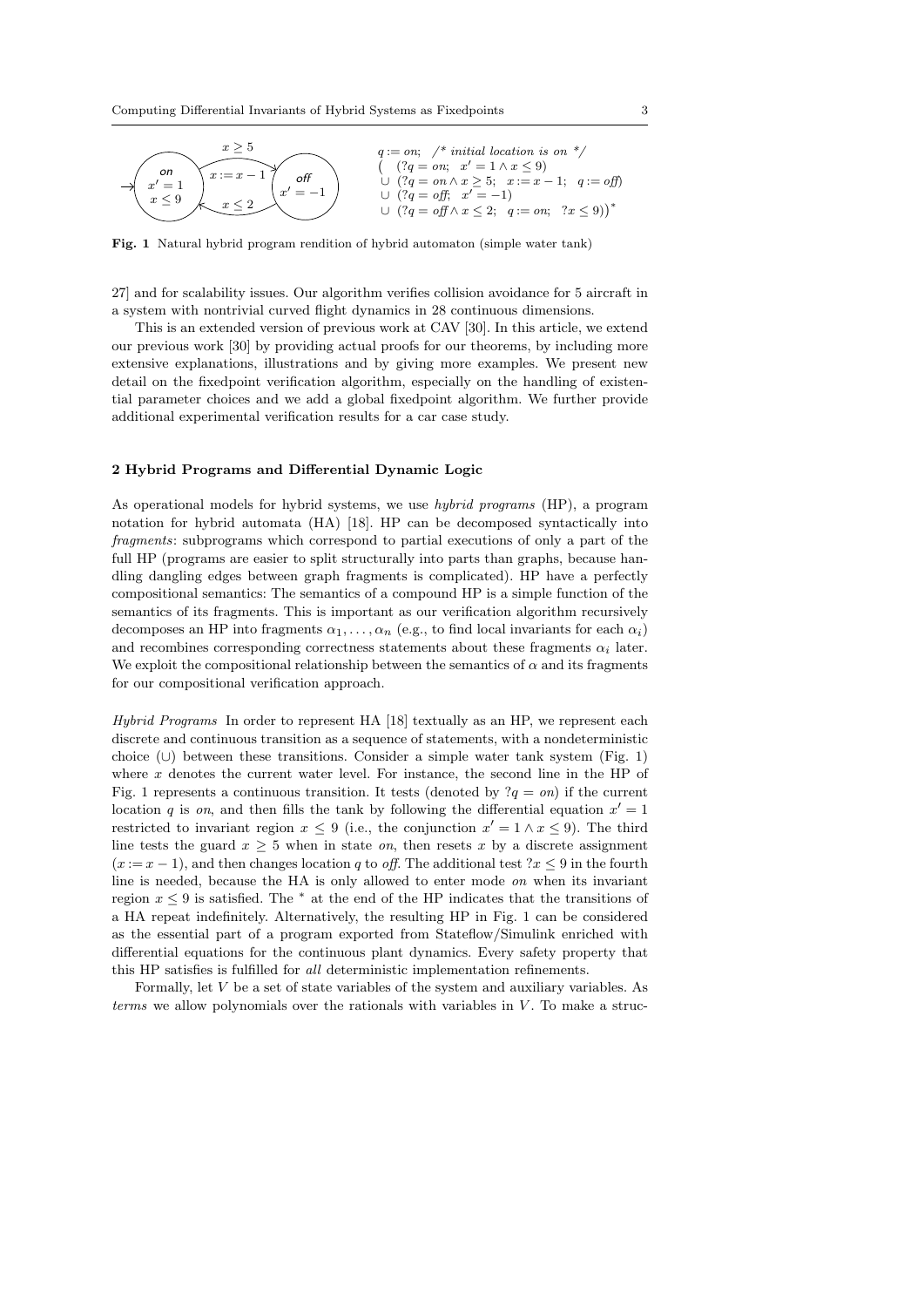$q := on;$ /* initial location is on */
$\big(\ (?q = on;\ \ x' = 1 \wedge x \le 9)$
$\cup\ (?q = on \wedge x \ge 5;\ \ x := x - 1;\ \ q := off)$
$\cup\ (?q = off;\ \ x' = -1)$
$\cup\ (?q = off \wedge x \le 2;\ \ q := on;\ \ ?x \le 9)\big)^*$

**Fig. 1** Natural hybrid program rendition of hybrid automaton (simple water tank)

27] and for scalability issues. Our algorithm verifies collision avoidance for 5 aircraft in a system with nontrivial curved flight dynamics in 28 continuous dimensions.

This is an extended version of previous work at CAV [30]. In this article, we extend our previous work [30] by providing actual proofs for our theorems, by including more extensive explanations, illustrations and by giving more examples. We present new detail on the fixedpoint verification algorithm, especially on the handling of existential parameter choices and we add a global fixedpoint algorithm. We further provide additional experimental verification results for a car case study.

## 2 Hybrid Programs and Differential Dynamic Logic

As operational models for hybrid systems, we use *hybrid programs* (HP), a program notation for hybrid automata (HA) [18]. HP can be decomposed syntactically into *fragments*: subprograms which correspond to partial executions of only a part of the full HP (programs are easier to split structurally into parts than graphs, because handling dangling edges between graph fragments is complicated). HP have a perfectly compositional semantics: The semantics of a compound HP is a simple function of the semantics of its fragments. This is important as our verification algorithm recursively decomposes an HP into fragments $\alpha_1, \dots, \alpha_n$ (e.g., to find local invariants for each $\alpha_i$) and recombines corresponding correctness statements about these fragments $\alpha_i$ later. We exploit the compositional relationship between the semantics of $\alpha$ and its fragments for our compositional verification approach.

*Hybrid Programs* In order to represent HA [18] textually as an HP, we represent each discrete and continuous transition as a sequence of statements, with a nondeterministic choice ($\cup$) between these transitions. Consider a simple water tank system (Fig. 1) where $x$ denotes the current water level. For instance, the second line in the HP of Fig. 1 represents a continuous transition. It tests (denoted by $?q = on$) if the current location $q$ is *on*, and then fills the tank by following the differential equation $x' = 1$ restricted to invariant region $x \le 9$ (i.e., the conjunction $x' = 1 \wedge x \le 9$). The third line tests the guard $x \ge 5$ when in state *on*, then resets $x$ by a discrete assignment ($x := x - 1$), and then changes location $q$ to *off*. The additional test $?x \le 9$ in the fourth line is needed, because the HA is only allowed to enter mode *on* when its invariant region $x \le 9$ is satisfied. The $^*$ at the end of the HP indicates that the transitions of a HA repeat indefinitely. Alternatively, the resulting HP in Fig. 1 can be considered as the essential part of a program exported from Stateflow/Simulink enriched with differential equations for the continuous plant dynamics. Every safety property that this HP satisfies is fulfilled for *all* deterministic implementation refinements.

Formally, let $V$ be a set of state variables of the system and auxiliary variables. As *terms* we allow polynomials over the rationals with variables in $V$. To make a struc-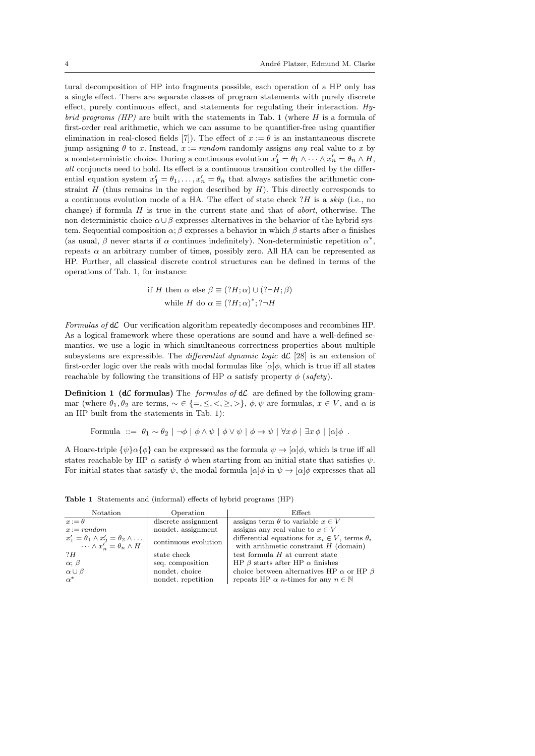tural decomposition of HP into fragments possible, each operation of a HP only has a single effect. There are separate classes of program statements with purely discrete effect, purely continuous effect, and statements for regulating their interaction. *Hybrid programs (HP)* are built with the statements in Tab. 1 (where $H$ is a formula of first-order real arithmetic, which we can assume to be quantifier-free using quantifier elimination in real-closed fields [7]). The effect of $x := \theta$ is an instantaneous discrete jump assigning $\theta$ to $x$. Instead, $x := random$ randomly assigns *any* real value to $x$ by a nondeterministic choice. During a continuous evolution $x_1' = \theta_1 \wedge \dots \wedge x_n' = \theta_n \wedge H$, *all* conjuncts need to hold. Its effect is a continuous transition controlled by the differential equation system $x_1' = \theta_1, \dots, x_n' = \theta_n$ that always satisfies the arithmetic constraint $H$ (thus remains in the region described by $H$). This directly corresponds to a continuous evolution mode of a HA. The effect of state check $?H$ is a *skip* (i.e., no change) if formula $H$ is true in the current state and that of *abort*, otherwise. The non-deterministic choice $\alpha \cup \beta$ expresses alternatives in the behavior of the hybrid system. Sequential composition $\alpha; \beta$ expresses a behavior in which $\beta$ starts after $\alpha$ finishes (as usual, $\beta$ never starts if $\alpha$ continues indefinitely). Non-deterministic repetition $\alpha^*$, repeats $\alpha$ an arbitrary number of times, possibly zero. All HA can be represented as HP. Further, all classical discrete control structures can be defined in terms of the operations of Tab. 1, for instance:

$$\text{if } H \text{ then } \alpha \text{ else } \beta \equiv (?H; \alpha) \cup (?\neg H; \beta)$$
$$\text{while } H \text{ do } \alpha \equiv (?H; \alpha)^*; ?\neg H$$

*Formulas of* d$\mathcal{L}$ Our verification algorithm repeatedly decomposes and recombines HP. As a logical framework where these operations are sound and have a well-defined semantics, we use a logic in which simultaneous correctness properties about multiple subsystems are expressible. The *differential dynamic logic* d$\mathcal{L}$ [28] is an extension of first-order logic over the reals with modal formulas like $[\alpha]\phi$, which is true iff all states reachable by following the transitions of HP $\alpha$ satisfy property $\phi$ (*safety*).

**Definition 1 (d$\mathcal{L}$ formulas)** The *formulas of* d$\mathcal{L}$ are defined by the following grammar (where $\theta_1, \theta_2$ are terms, $\sim \in \{=, \leq, <, \geq, >\}$, $\phi, \psi$ are formulas, $x \in V$, and $\alpha$ is an HP built from the statements in Tab. 1):

$$\text{Formula} ::= \theta_1 \sim \theta_2 \mid \neg\phi \mid \phi \wedge \psi \mid \phi \vee \psi \mid \phi \rightarrow \psi \mid \forall x\, \phi \mid \exists x\, \phi \mid [\alpha]\phi \ .$$

A Hoare-triple $\{\psi\}\alpha\{\phi\}$ can be expressed as the formula $\psi \rightarrow [\alpha]\phi$, which is true iff all states reachable by HP $\alpha$ satisfy $\phi$ when starting from an initial state that satisfies $\psi$. For initial states that satisfy $\psi$, the modal formula $[\alpha]\phi$ in $\psi \rightarrow [\alpha]\phi$ expresses that all

**Table 1** Statements and (informal) effects of hybrid programs (HP)

| Notation | Operation | Effect |
|---|---|---|
| $x := \theta$ | discrete assignment | assigns term $\theta$ to variable $x \in V$ |
| $x := random$ | nondet. assignment | assigns any real value to $x \in V$ |
| $x_1' = \theta_1 \wedge x_2' = \theta_2 \wedge \dots$ $\dots \wedge x_n' = \theta_n \wedge H$ | continuous evolution | differential equations for $x_i \in V$, terms $\theta_i$ with arithmetic constraint $H$ (domain) |
| $?H$ | state check | test formula $H$ at current state |
| $\alpha; \beta$ | seq. composition | HP $\beta$ starts after HP $\alpha$ finishes |
| $\alpha \cup \beta$ | nondet. choice | choice between alternatives HP $\alpha$ or HP $\beta$ |
| $\alpha^*$ | nondet. repetition | repeats HP $\alpha$ $n$-times for any $n \in \mathbb{N}$ |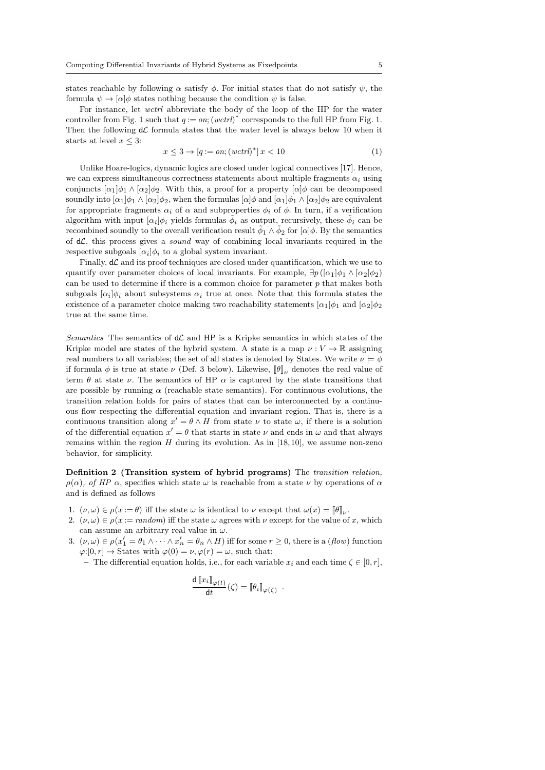states reachable by following $\alpha$ satisfy $\phi$. For initial states that do not satisfy $\psi$, the formula $\psi \rightarrow [\alpha]\phi$ states nothing because the condition $\psi$ is false.

For instance, let *wctrl* abbreviate the body of the loop of the HP for the water controller from Fig. 1 such that $q := on; (wctrl)^*$ corresponds to the full HP from Fig. 1. Then the following $\mathsf{d}\mathcal{L}$ formula states that the water level is always below 10 when it starts at level $x \leq 3$:

$$x \leq 3 \rightarrow [q := on; (wctrl)^*]\, x < 10 \tag{1}$$

Unlike Hoare-logics, dynamic logics are closed under logical connectives [17]. Hence, we can express simultaneous correctness statements about multiple fragments $\alpha_i$ using conjuncts $[\alpha_1]\phi_1 \wedge [\alpha_2]\phi_2$. With this, a proof for a property $[\alpha]\phi$ can be decomposed soundly into $[\alpha_1]\phi_1 \wedge [\alpha_2]\phi_2$, when the formulas $[\alpha]\phi$ and $[\alpha_1]\phi_1 \wedge [\alpha_2]\phi_2$ are equivalent for appropriate fragments $\alpha_i$ of $\alpha$ and subproperties $\phi_i$ of $\phi$. In turn, if a verification algorithm with input $[\alpha_i]\phi_i$ yields formulas $\tilde{\phi}_i$ as output, recursively, these $\tilde{\phi}_i$ can be recombined soundly to the overall verification result $\tilde{\phi}_1 \wedge \tilde{\phi}_2$ for $[\alpha]\phi$. By the semantics of $\mathsf{d}\mathcal{L}$, this process gives a *sound* way of combining local invariants required in the respective subgoals $[\alpha_i]\phi_i$ to a global system invariant.

Finally, $\mathsf{d}\mathcal{L}$ and its proof techniques are closed under quantification, which we use to quantify over parameter choices of local invariants. For example, $\exists p\, ([\alpha_1]\phi_1 \wedge [\alpha_2]\phi_2)$ can be used to determine if there is a common choice for parameter $p$ that makes both subgoals $[\alpha_i]\phi_i$ about subsystems $\alpha_i$ true at once. Note that this formula states the existence of a parameter choice making two reachability statements $[\alpha_1]\phi_1$ and $[\alpha_2]\phi_2$ true at the same time.

*Semantics* The semantics of $\mathsf{d}\mathcal{L}$ and HP is a Kripke semantics in which states of the Kripke model are states of the hybrid system. A state is a map $\nu : V \rightarrow \mathbb{R}$ assigning real numbers to all variables; the set of all states is denoted by States. We write $\nu \models \phi$ if formula $\phi$ is true at state $\nu$ (Def. 3 below). Likewise, $[\![\theta]\!]_\nu$ denotes the real value of term $\theta$ at state $\nu$. The semantics of HP $\alpha$ is captured by the state transitions that are possible by running $\alpha$ (reachable state semantics). For continuous evolutions, the transition relation holds for pairs of states that can be interconnected by a continuous flow respecting the differential equation and invariant region. That is, there is a continuous transition along $x' = \theta \wedge H$ from state $\nu$ to state $\omega$, if there is a solution of the differential equation $x' = \theta$ that starts in state $\nu$ and ends in $\omega$ and that always remains within the region $H$ during its evolution. As in [18,10], we assume non-zeno behavior, for simplicity.

**Definition 2 (Transition system of hybrid programs)** The *transition relation, $\rho(\alpha)$, of HP $\alpha$*, specifies which state $\omega$ is reachable from a state $\nu$ by operations of $\alpha$ and is defined as follows

1. $(\nu, \omega) \in \rho(x := \theta)$ iff the state $\omega$ is identical to $\nu$ except that $\omega(x) = [\![\theta]\!]_\nu$.
2. $(\nu, \omega) \in \rho(x := random)$ iff the state $\omega$ agrees with $\nu$ except for the value of $x$, which can assume an arbitrary real value in $\omega$.
3. $(\nu, \omega) \in \rho(x_1' = \theta_1 \wedge \cdots \wedge x_n' = \theta_n \wedge H)$ iff for some $r \geq 0$, there is a (*flow*) function $\varphi{:}[0, r] \rightarrow \text{States}$ with $\varphi(0) = \nu, \varphi(r) = \omega$, such that:
   - The differential equation holds, i.e., for each variable $x_i$ and each time $\zeta \in [0, r]$,

$$\frac{\mathsf{d}\,[\![x_i]\!]_{\varphi(t)}}{\mathsf{d}t}(\zeta) = [\![\theta_i]\!]_{\varphi(\zeta)} \ .$$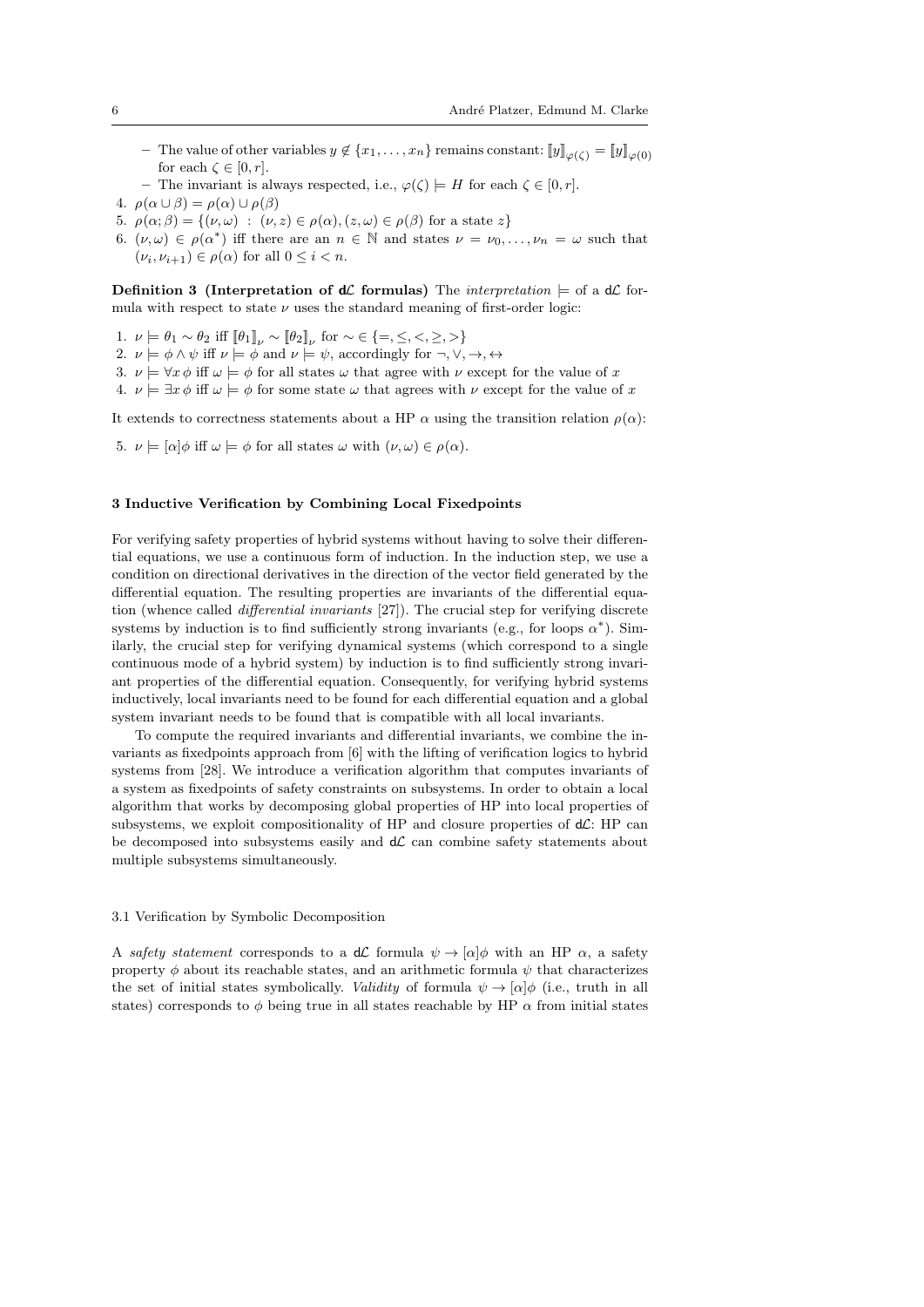- The value of other variables $y \notin \{x_1, \dots, x_n\}$ remains constant: $[\![y]\!]_{\varphi(\zeta)} = [\![y]\!]_{\varphi(0)}$ for each $\zeta \in [0, r]$.
   - The invariant is always respected, i.e., $\varphi(\zeta) \models H$ for each $\zeta \in [0, r]$.
4. $\rho(\alpha \cup \beta) = \rho(\alpha) \cup \rho(\beta)$
5. $\rho(\alpha; \beta) = \{(\nu, \omega) \ : \ (\nu, z) \in \rho(\alpha), (z, \omega) \in \rho(\beta) \text{ for a state } z\}$
6. $(\nu, \omega) \in \rho(\alpha^*)$ iff there are an $n \in \mathbb{N}$ and states $\nu = \nu_0, \dots, \nu_n = \omega$ such that $(\nu_i, \nu_{i+1}) \in \rho(\alpha)$ for all $0 \leq i < n$.

**Definition 3 (Interpretation of d$\mathcal{L}$ formulas)** The *interpretation* $\models$ of a d$\mathcal{L}$ formula with respect to state $\nu$ uses the standard meaning of first-order logic:

1. $\nu \models \theta_1 \sim \theta_2$ iff $[\![\theta_1]\!]_\nu \sim [\![\theta_2]\!]_\nu$ for $\sim \in \{=, \leq, <, \geq, >\}$
2. $\nu \models \phi \wedge \psi$ iff $\nu \models \phi$ and $\nu \models \psi$, accordingly for $\neg, \vee, \rightarrow, \leftrightarrow$
3. $\nu \models \forall x\, \phi$ iff $\omega \models \phi$ for all states $\omega$ that agree with $\nu$ except for the value of $x$
4. $\nu \models \exists x\, \phi$ iff $\omega \models \phi$ for some state $\omega$ that agrees with $\nu$ except for the value of $x$

It extends to correctness statements about a HP $\alpha$ using the transition relation $\rho(\alpha)$:

5. $\nu \models [\alpha]\phi$ iff $\omega \models \phi$ for all states $\omega$ with $(\nu, \omega) \in \rho(\alpha)$.

## 3 Inductive Verification by Combining Local Fixedpoints

For verifying safety properties of hybrid systems without having to solve their differential equations, we use a continuous form of induction. In the induction step, we use a condition on directional derivatives in the direction of the vector field generated by the differential equation. The resulting properties are invariants of the differential equation (whence called *differential invariants* [27]). The crucial step for verifying discrete systems by induction is to find sufficiently strong invariants (e.g., for loops $\alpha^*$). Similarly, the crucial step for verifying dynamical systems (which correspond to a single continuous mode of a hybrid system) by induction is to find sufficiently strong invariant properties of the differential equation. Consequently, for verifying hybrid systems inductively, local invariants need to be found for each differential equation and a global system invariant needs to be found that is compatible with all local invariants.

To compute the required invariants and differential invariants, we combine the invariants as fixedpoints approach from [6] with the lifting of verification logics to hybrid systems from [28]. We introduce a verification algorithm that computes invariants of a system as fixedpoints of safety constraints on subsystems. In order to obtain a local algorithm that works by decomposing global properties of HP into local properties of subsystems, we exploit compositionality of HP and closure properties of d$\mathcal{L}$: HP can be decomposed into subsystems easily and d$\mathcal{L}$ can combine safety statements about multiple subsystems simultaneously.

### 3.1 Verification by Symbolic Decomposition

A *safety statement* corresponds to a d$\mathcal{L}$ formula $\psi \rightarrow [\alpha]\phi$ with an HP $\alpha$, a safety property $\phi$ about its reachable states, and an arithmetic formula $\psi$ that characterizes the set of initial states symbolically. *Validity* of formula $\psi \rightarrow [\alpha]\phi$ (i.e., truth in all states) corresponds to $\phi$ being true in all states reachable by HP $\alpha$ from initial states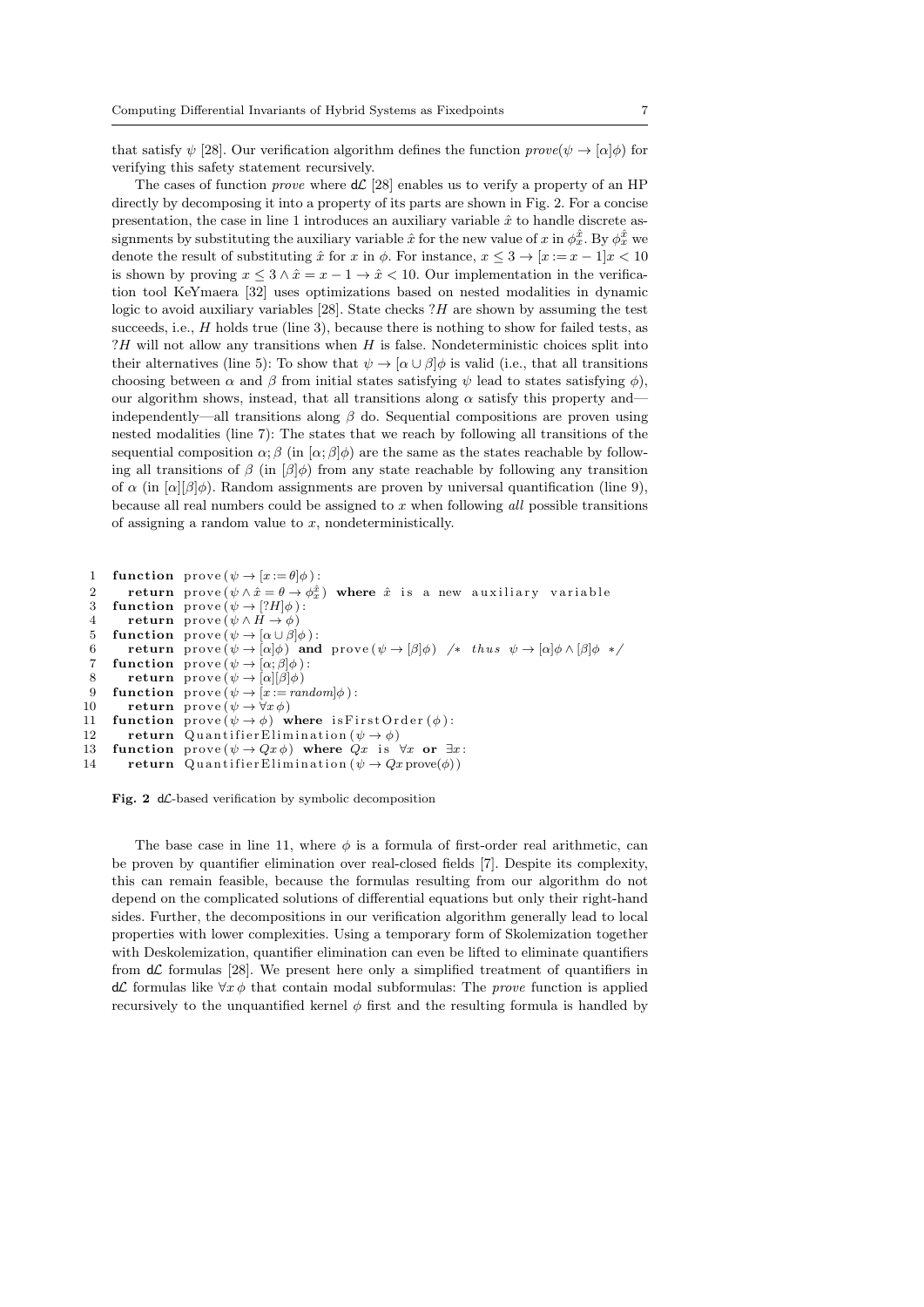that satisfy $\psi$ [28]. Our verification algorithm defines the function $prove(\psi \to [\alpha]\phi)$ for verifying this safety statement recursively.

The cases of function *prove* where d$\mathcal{L}$ [28] enables us to verify a property of an HP directly by decomposing it into a property of its parts are shown in Fig. 2. For a concise presentation, the case in line 1 introduces an auxiliary variable $\hat{x}$ to handle discrete assignments by substituting the auxiliary variable $\hat{x}$ for the new value of $x$ in $\phi_x^{\hat{x}}$. By $\phi_x^{\hat{x}}$ we denote the result of substituting $\hat{x}$ for $x$ in $\phi$. For instance, $x \le 3 \to [x := x-1]x < 10$ is shown by proving $x \le 3 \wedge \hat{x} = x - 1 \to \hat{x} < 10$. Our implementation in the verification tool KeYmaera [32] uses optimizations based on nested modalities in dynamic logic to avoid auxiliary variables [28]. State checks $?H$ are shown by assuming the test succeeds, i.e., $H$ holds true (line 3), because there is nothing to show for failed tests, as $?H$ will not allow any transitions when $H$ is false. Nondeterministic choices split into their alternatives (line 5): To show that $\psi \to [\alpha \cup \beta]\phi$ is valid (i.e., that all transitions choosing between $\alpha$ and $\beta$ from initial states satisfying $\psi$ lead to states satisfying $\phi$), our algorithm shows, instead, that all transitions along $\alpha$ satisfy this property and—independently—all transitions along $\beta$ do. Sequential compositions are proven using nested modalities (line 7): The states that we reach by following all transitions of the sequential composition $\alpha; \beta$ (in $[\alpha; \beta]\phi$) are the same as the states reachable by following all transitions of $\beta$ (in $[\beta]\phi$) from any state reachable by following any transition of $\alpha$ (in $[\alpha][\beta]\phi$). Random assignments are proven by universal quantification (line 9), because all real numbers could be assigned to $x$ when following *all* possible transitions of assigning a random value to $x$, nondeterministically.

```
1   function prove(ψ → [x := θ]φ):
2     return prove(ψ ∧ x̂ = θ → φ_x^x̂) where x̂ is a new auxiliary variable
3   function prove(ψ → [?H]φ):
4     return prove(ψ ∧ H → φ)
5   function prove(ψ → [α ∪ β]φ):
6     return prove(ψ → [α]φ) and prove(ψ → [β]φ)  /* thus ψ → [α]φ ∧ [β]φ */
7   function prove(ψ → [α; β]φ):
8     return prove(ψ → [α][β]φ)
9   function prove(ψ → [x := random]φ):
10    return prove(ψ → ∀x φ)
11  function prove(ψ → φ) where isFirstOrder(φ):
12    return QuantifierElimination(ψ → φ)
13  function prove(ψ → Qx φ) where Qx is ∀x or ∃x:
14    return QuantifierElimination(ψ → Qx prove(φ))
```

**Fig. 2** d$\mathcal{L}$-based verification by symbolic decomposition

The base case in line 11, where $\phi$ is a formula of first-order real arithmetic, can be proven by quantifier elimination over real-closed fields [7]. Despite its complexity, this can remain feasible, because the formulas resulting from our algorithm do not depend on the complicated solutions of differential equations but only their right-hand sides. Further, the decompositions in our verification algorithm generally lead to local properties with lower complexities. Using a temporary form of Skolemization together with Deskolemization, quantifier elimination can even be lifted to eliminate quantifiers from d$\mathcal{L}$ formulas [28]. We present here only a simplified treatment of quantifiers in d$\mathcal{L}$ formulas like $\forall x\, \phi$ that contain modal subformulas: The *prove* function is applied recursively to the unquantified kernel $\phi$ first and the resulting formula is handled by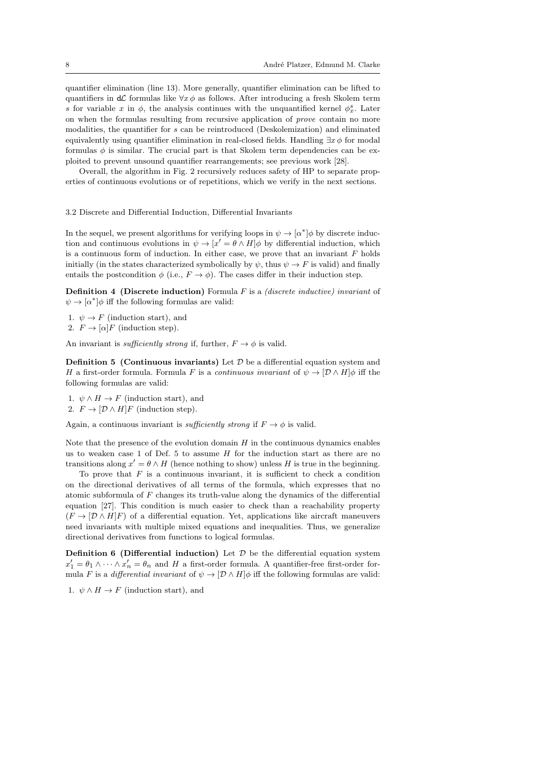quantifier elimination (line 13). More generally, quantifier elimination can be lifted to quantifiers in $\mathsf{d}\mathcal{L}$ formulas like $\forall x\, \phi$ as follows. After introducing a fresh Skolem term $s$ for variable $x$ in $\phi$, the analysis continues with the unquantified kernel $\phi_x^s$. Later on when the formulas resulting from recursive application of *prove* contain no more modalities, the quantifier for $s$ can be reintroduced (Deskolemization) and eliminated equivalently using quantifier elimination in real-closed fields. Handling $\exists x\, \phi$ for modal formulas $\phi$ is similar. The crucial part is that Skolem term dependencies can be exploited to prevent unsound quantifier rearrangements; see previous work [28].

Overall, the algorithm in Fig. 2 recursively reduces safety of HP to separate properties of continuous evolutions or of repetitions, which we verify in the next sections.

### 3.2 Discrete and Differential Induction, Differential Invariants

In the sequel, we present algorithms for verifying loops in $\psi \to [\alpha^*]\phi$ by discrete induction and continuous evolutions in $\psi \to [x' = \theta \wedge H]\phi$ by differential induction, which is a continuous form of induction. In either case, we prove that an invariant $F$ holds initially (in the states characterized symbolically by $\psi$, thus $\psi \to F$ is valid) and finally entails the postcondition $\phi$ (i.e., $F \to \phi$). The cases differ in their induction step.

**Definition 4 (Discrete induction)** Formula $F$ is a *(discrete inductive) invariant* of $\psi \to [\alpha^*]\phi$ iff the following formulas are valid:

1. $\psi \to F$ (induction start), and
2. $F \to [\alpha]F$ (induction step).

An invariant is *sufficiently strong* if, further, $F \to \phi$ is valid.

**Definition 5 (Continuous invariants)** Let $\mathcal{D}$ be a differential equation system and $H$ a first-order formula. Formula $F$ is a *continuous invariant* of $\psi \to [\mathcal{D} \wedge H]\phi$ iff the following formulas are valid:

1. $\psi \wedge H \to F$ (induction start), and
2. $F \to [\mathcal{D} \wedge H]F$ (induction step).

Again, a continuous invariant is *sufficiently strong* if $F \to \phi$ is valid.

Note that the presence of the evolution domain $H$ in the continuous dynamics enables us to weaken case 1 of Def. 5 to assume $H$ for the induction start as there are no transitions along $x' = \theta \wedge H$ (hence nothing to show) unless $H$ is true in the beginning.

To prove that $F$ is a continuous invariant, it is sufficient to check a condition on the directional derivatives of all terms of the formula, which expresses that no atomic subformula of $F$ changes its truth-value along the dynamics of the differential equation [27]. This condition is much easier to check than a reachability property ($F \to [\mathcal{D} \wedge H]F$) of a differential equation. Yet, applications like aircraft maneuvers need invariants with multiple mixed equations and inequalities. Thus, we generalize directional derivatives from functions to logical formulas.

**Definition 6 (Differential induction)** Let $\mathcal{D}$ be the differential equation system $x_1' = \theta_1 \wedge \cdots \wedge x_n' = \theta_n$ and $H$ a first-order formula. A quantifier-free first-order formula $F$ is a *differential invariant* of $\psi \to [\mathcal{D} \wedge H]\phi$ iff the following formulas are valid:

1. $\psi \wedge H \to F$ (induction start), and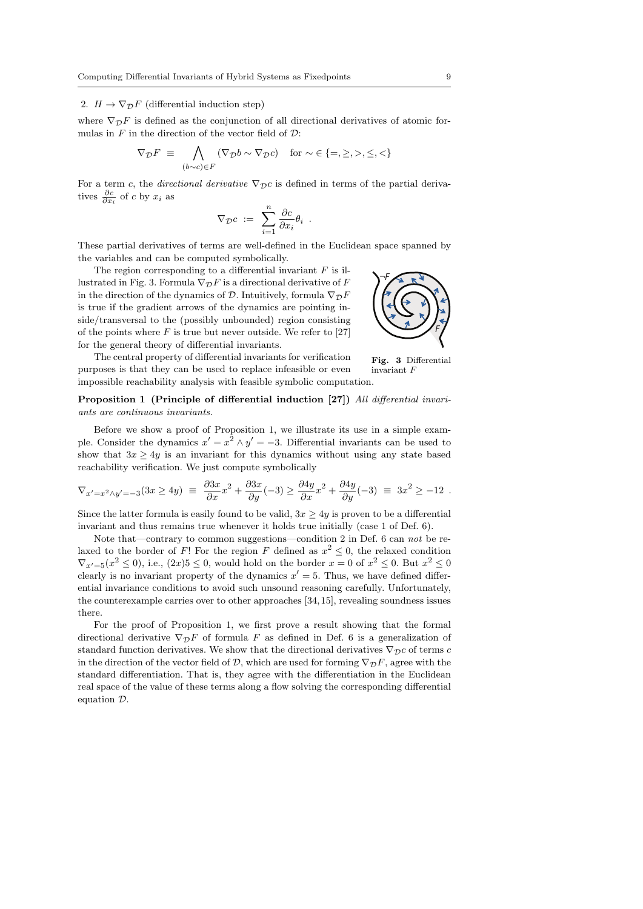2. $H \to \nabla_{\mathcal{D}} F$ (differential induction step)

where $\nabla_{\mathcal{D}} F$ is defined as the conjunction of all directional derivatives of atomic formulas in $F$ in the direction of the vector field of $\mathcal{D}$:

$$\nabla_{\mathcal{D}} F \;\equiv\; \bigwedge_{(b \sim c) \in F} (\nabla_{\mathcal{D}} b \sim \nabla_{\mathcal{D}} c) \quad \text{for } \sim \in \{=, \geq, >, \leq, <\}$$

For a term $c$, the *directional derivative* $\nabla_{\mathcal{D}} c$ is defined in terms of the partial derivatives $\frac{\partial c}{\partial x_i}$ of $c$ by $x_i$ as

$$\nabla_{\mathcal{D}} c \;:=\; \sum_{i=1}^{n} \frac{\partial c}{\partial x_i} \theta_i \;.$$

These partial derivatives of terms are well-defined in the Euclidean space spanned by the variables and can be computed symbolically.

The region corresponding to a differential invariant $F$ is illustrated in Fig. 3. Formula $\nabla_{\mathcal{D}} F$ is a directional derivative of $F$ in the direction of the dynamics of $\mathcal{D}$. Intuitively, formula $\nabla_{\mathcal{D}} F$ is true if the gradient arrows of the dynamics are pointing inside/transversal to the (possibly unbounded) region consisting of the points where $F$ is true but never outside. We refer to [27] for the general theory of differential invariants.

**Fig. 3** Differential invariant $F$

The central property of differential invariants for verification purposes is that they can be used to replace infeasible or even impossible reachability analysis with feasible symbolic computation.

**Proposition 1 (Principle of differential induction [27])** *All differential invariants are continuous invariants.*

Before we show a proof of Proposition 1, we illustrate its use in a simple example. Consider the dynamics $x' = x^2 \wedge y' = -3$. Differential invariants can be used to show that $3x \geq 4y$ is an invariant for this dynamics without using any state based reachability verification. We just compute symbolically

$$\nabla_{x'=x^2 \wedge y'=-3}(3x \geq 4y) \;\equiv\; \frac{\partial 3x}{\partial x} x^2 + \frac{\partial 3x}{\partial y}(-3) \geq \frac{\partial 4y}{\partial x} x^2 + \frac{\partial 4y}{\partial y}(-3) \;\equiv\; 3x^2 \geq -12 \;.$$

Since the latter formula is easily found to be valid, $3x \geq 4y$ is proven to be a differential invariant and thus remains true whenever it holds true initially (case 1 of Def. 6).

Note that—contrary to common suggestions—condition 2 in Def. 6 can *not* be relaxed to the border of $F$! For the region $F$ defined as $x^2 \leq 0$, the relaxed condition $\nabla_{x'=5}(x^2 \leq 0)$, i.e., $(2x)5 \leq 0$, would hold on the border $x = 0$ of $x^2 \leq 0$. But $x^2 \leq 0$ clearly is no invariant property of the dynamics $x' = 5$. Thus, we have defined differential invariance conditions to avoid such unsound reasoning carefully. Unfortunately, the counterexample carries over to other approaches [34, 15], revealing soundness issues there.

For the proof of Proposition 1, we first prove a result showing that the formal directional derivative $\nabla_{\mathcal{D}} F$ of formula $F$ as defined in Def. 6 is a generalization of standard function derivatives. We show that the directional derivatives $\nabla_{\mathcal{D}} c$ of terms $c$ in the direction of the vector field of $\mathcal{D}$, which are used for forming $\nabla_{\mathcal{D}} F$, agree with the standard differentiation. That is, they agree with the differentiation in the Euclidean real space of the value of these terms along a flow solving the corresponding differential equation $\mathcal{D}$.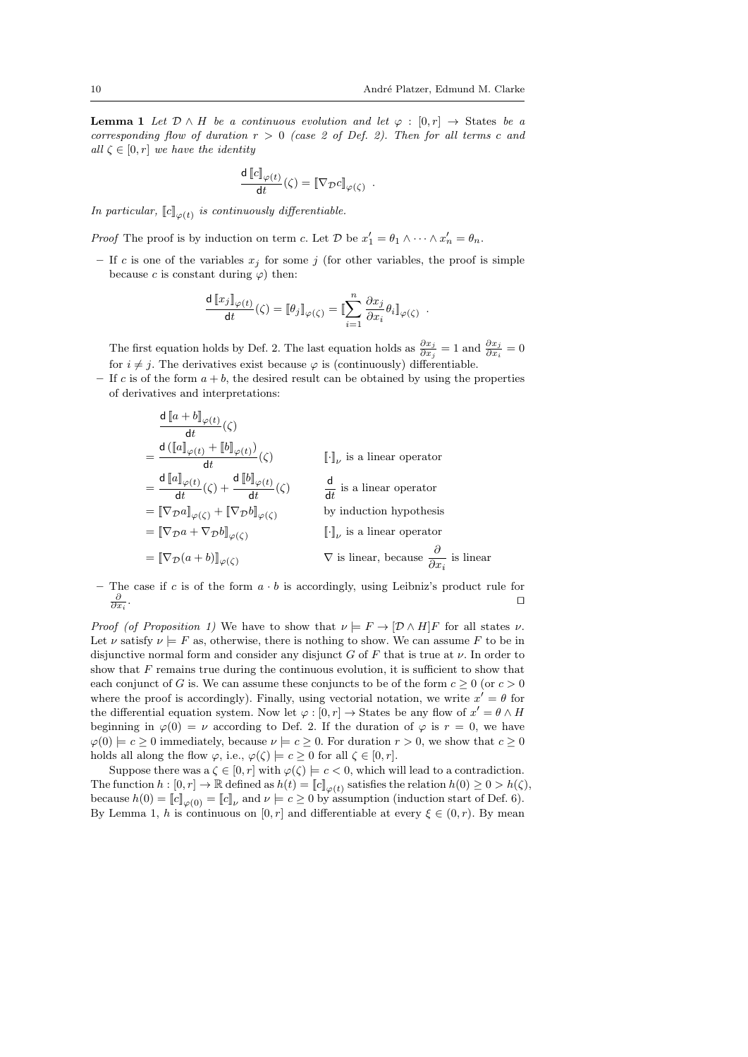**Lemma 1** *Let $\mathcal{D} \wedge H$ be a continuous evolution and let $\varphi : [0, r] \to$ States be a corresponding flow of duration $r > 0$ (case 2 of Def. 2). Then for all terms $c$ and all $\zeta \in [0, r]$ we have the identity*

$$\frac{\mathsf{d}\, [\![c]\!]_{\varphi(t)}}{\mathsf{d}t}(\zeta) = [\![\nabla_{\mathcal{D}} c]\!]_{\varphi(\zeta)} \ .$$

*In particular, $[\![c]\!]_{\varphi(t)}$ is continuously differentiable.*

*Proof* The proof is by induction on term $c$. Let $\mathcal{D}$ be $x_1' = \theta_1 \wedge \cdots \wedge x_n' = \theta_n$.

– If $c$ is one of the variables $x_j$ for some $j$ (for other variables, the proof is simple because $c$ is constant during $\varphi$) then:

$$\frac{\mathsf{d}\, [\![x_j]\!]_{\varphi(t)}}{\mathsf{d}t}(\zeta) = [\![\theta_j]\!]_{\varphi(\zeta)} = [\![\sum_{i=1}^{n} \frac{\partial x_j}{\partial x_i} \theta_i]\!]_{\varphi(\zeta)} \ .$$

The first equation holds by Def. 2. The last equation holds as $\frac{\partial x_j}{\partial x_j} = 1$ and $\frac{\partial x_j}{\partial x_i} = 0$ for $i \neq j$. The derivatives exist because $\varphi$ is (continuously) differentiable.

– If $c$ is of the form $a + b$, the desired result can be obtained by using the properties of derivatives and interpretations:

$$\begin{aligned}
&\frac{\mathsf{d}\, [\![a+b]\!]_{\varphi(t)}}{\mathsf{d}t}(\zeta) && \\
&= \frac{\mathsf{d}\left([\![a]\!]_{\varphi(t)} + [\![b]\!]_{\varphi(t)}\right)}{\mathsf{d}t}(\zeta) && [\![\cdot]\!]_\nu \text{ is a linear operator} \\
&= \frac{\mathsf{d}\, [\![a]\!]_{\varphi(t)}}{\mathsf{d}t}(\zeta) + \frac{\mathsf{d}\, [\![b]\!]_{\varphi(t)}}{\mathsf{d}t}(\zeta) && \frac{\mathsf{d}}{\mathsf{d}t} \text{ is a linear operator} \\
&= [\![\nabla_{\mathcal{D}} a]\!]_{\varphi(\zeta)} + [\![\nabla_{\mathcal{D}} b]\!]_{\varphi(\zeta)} && \text{by induction hypothesis} \\
&= [\![\nabla_{\mathcal{D}} a + \nabla_{\mathcal{D}} b]\!]_{\varphi(\zeta)} && [\![\cdot]\!]_\nu \text{ is a linear operator} \\
&= [\![\nabla_{\mathcal{D}} (a+b)]\!]_{\varphi(\zeta)} && \nabla \text{ is linear, because } \frac{\partial}{\partial x_i} \text{ is linear}
\end{aligned}$$

– The case if $c$ is of the form $a \cdot b$ is accordingly, using Leibniz's product rule for $\frac{\partial}{\partial x_i}$. ◻

*Proof (of Proposition 1)* We have to show that $\nu \models F \to [\mathcal{D} \wedge H]F$ for all states $\nu$. Let $\nu$ satisfy $\nu \models F$ as, otherwise, there is nothing to show. We can assume $F$ to be in disjunctive normal form and consider any disjunct $G$ of $F$ that is true at $\nu$. In order to show that $F$ remains true during the continuous evolution, it is sufficient to show that each conjunct of $G$ is. We can assume these conjuncts to be of the form $c \geq 0$ (or $c > 0$ where the proof is accordingly). Finally, using vectorial notation, we write $x' = \theta$ for the differential equation system. Now let $\varphi : [0, r] \to$ States be any flow of $x' = \theta \wedge H$ beginning in $\varphi(0) = \nu$ according to Def. 2. If the duration of $\varphi$ is $r = 0$, we have $\varphi(0) \models c \geq 0$ immediately, because $\nu \models c \geq 0$. For duration $r > 0$, we show that $c \geq 0$ holds all along the flow $\varphi$, i.e., $\varphi(\zeta) \models c \geq 0$ for all $\zeta \in [0, r]$.

Suppose there was a $\zeta \in [0, r]$ with $\varphi(\zeta) \models c < 0$, which will lead to a contradiction. The function $h : [0, r] \to \mathbb{R}$ defined as $h(t) = [\![c]\!]_{\varphi(t)}$ satisfies the relation $h(0) \geq 0 > h(\zeta)$, because $h(0) = [\![c]\!]_{\varphi(0)} = [\![c]\!]_\nu$ and $\nu \models c \geq 0$ by assumption (induction start of Def. 6). By Lemma 1, $h$ is continuous on $[0, r]$ and differentiable at every $\xi \in (0, r)$. By mean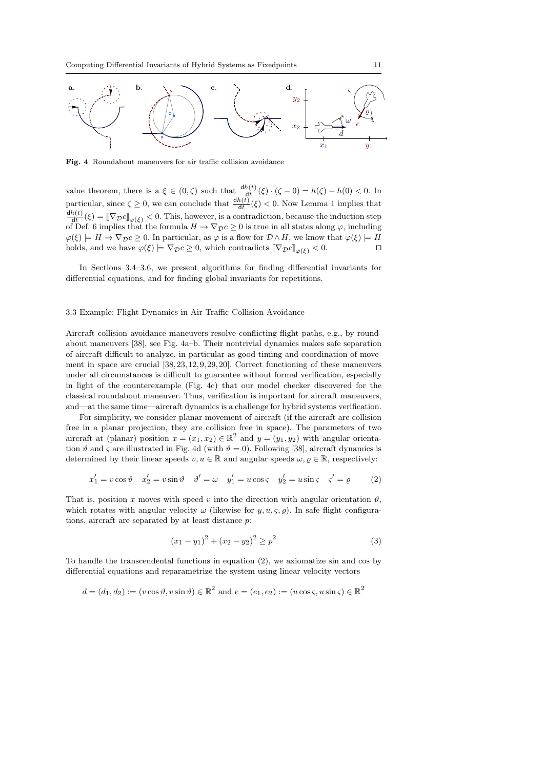**Fig. 4** Roundabout maneuvers for air traffic collision avoidance

value theorem, there is a $\xi \in (0, \zeta)$ such that $\frac{\mathrm{d}h(t)}{\mathrm{d}t}(\xi) \cdot (\zeta - 0) = h(\zeta) - h(0) < 0$. In particular, since $\zeta \geq 0$, we can conclude that $\frac{\mathrm{d}h(t)}{\mathrm{d}t}(\xi) < 0$. Now Lemma 1 implies that $\frac{\mathrm{d}h(t)}{\mathrm{d}t}(\xi) = [\![\nabla_{\mathcal{D}} c]\!]_{\varphi(\xi)} < 0$. This, however, is a contradiction, because the induction step of Def. 6 implies that the formula $H \to \nabla_{\mathcal{D}} c \geq 0$ is true in all states along $\varphi$, including $\varphi(\xi) \models H \to \nabla_{\mathcal{D}} c \geq 0$. In particular, as $\varphi$ is a flow for $\mathcal{D} \wedge H$, we know that $\varphi(\xi) \models H$ holds, and we have $\varphi(\xi) \models \nabla_{\mathcal{D}} c \geq 0$, which contradicts $[\![\nabla_{\mathcal{D}} c]\!]_{\varphi(\xi)} < 0$. ◻

In Sections 3.4–3.6, we present algorithms for finding differential invariants for differential equations, and for finding global invariants for repetitions.

### 3.3 Example: Flight Dynamics in Air Traffic Collision Avoidance

Aircraft collision avoidance maneuvers resolve conflicting flight paths, e.g., by roundabout maneuvers [38], see Fig. 4a–b. Their nontrivial dynamics makes safe separation of aircraft difficult to analyze, in particular as good timing and coordination of movement in space are crucial [38, 23, 12, 9, 29, 20]. Correct functioning of these maneuvers under all circumstances is difficult to guarantee without formal verification, especially in light of the counterexample (Fig. 4c) that our model checker discovered for the classical roundabout maneuver. Thus, verification is important for aircraft maneuvers, and—at the same time—aircraft dynamics is a challenge for hybrid systems verification.

For simplicity, we consider planar movement of aircraft (if the aircraft are collision free in a planar projection, they are collision free in space). The parameters of two aircraft at (planar) position $x = (x_1, x_2) \in \mathbb{R}^2$ and $y = (y_1, y_2)$ with angular orientation $\vartheta$ and $\varsigma$ are illustrated in Fig. 4d (with $\vartheta = 0$). Following [38], aircraft dynamics is determined by their linear speeds $v, u \in \mathbb{R}$ and angular speeds $\omega, \varrho \in \mathbb{R}$, respectively:

$$x_1' = v \cos\vartheta \quad x_2' = v \sin\vartheta \quad \vartheta' = \omega \quad y_1' = u \cos\varsigma \quad y_2' = u \sin\varsigma \quad \varsigma' = \varrho \tag{2}$$

That is, position $x$ moves with speed $v$ into the direction with angular orientation $\vartheta$, which rotates with angular velocity $\omega$ (likewise for $y, u, \varsigma, \varrho$). In safe flight configurations, aircraft are separated by at least distance $p$:

$$(x_1 - y_1)^2 + (x_2 - y_2)^2 \geq p^2 \tag{3}$$

To handle the transcendental functions in equation (2), we axiomatize sin and cos by differential equations and reparametrize the system using linear velocity vectors

$$d = (d_1, d_2) := (v \cos\vartheta, v \sin\vartheta) \in \mathbb{R}^2 \text{ and } e = (e_1, e_2) := (u \cos\varsigma, u \sin\varsigma) \in \mathbb{R}^2$$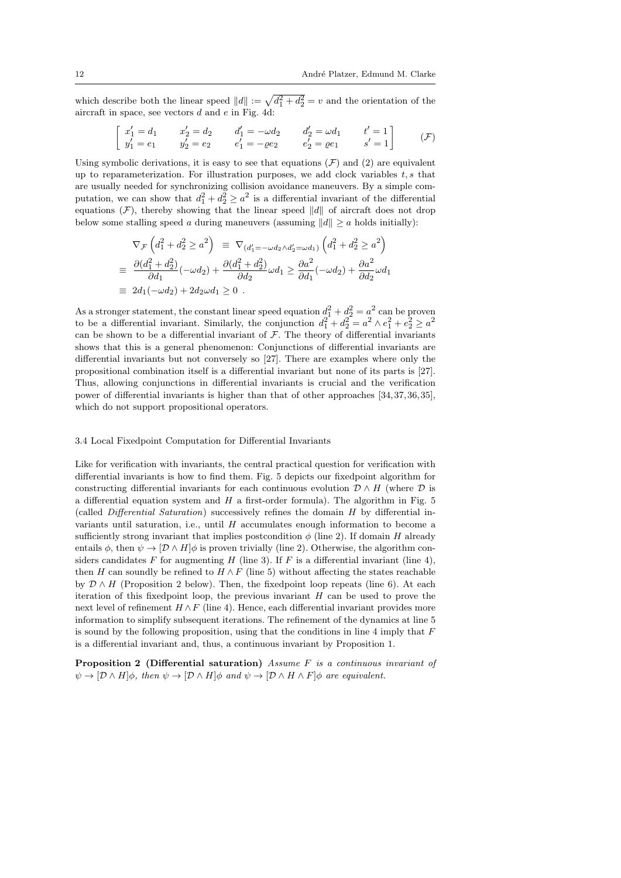which describe both the linear speed $\|d\| := \sqrt{d_1^2 + d_2^2} = v$ and the orientation of the aircraft in space, see vectors $d$ and $e$ in Fig. 4d:

$$\begin{bmatrix} x_1' = d_1 & x_2' = d_2 & d_1' = -\omega d_2 & d_2' = \omega d_1 & t' = 1 \\ y_1' = e_1 & y_2' = e_2 & e_1' = -\varrho e_2 & e_2' = \varrho e_1 & s' = 1 \end{bmatrix} \qquad (\mathcal{F})$$

Using symbolic derivations, it is easy to see that equations $(\mathcal{F})$ and (2) are equivalent up to reparameterization. For illustration purposes, we add clock variables $t, s$ that are usually needed for synchronizing collision avoidance maneuvers. By a simple computation, we can show that $d_1^2 + d_2^2 \geq a^2$ is a differential invariant of the differential equations $(\mathcal{F})$, thereby showing that the linear speed $\|d\|$ of aircraft does not drop below some stalling speed $a$ during maneuvers (assuming $\|d\| \geq a$ holds initially):

$$\begin{aligned}
& \nabla_{\mathcal{F}} \left( d_1^2 + d_2^2 \geq a^2 \right) \;\equiv\; \nabla_{(d_1' = -\omega d_2 \wedge d_2' = \omega d_1)} \left( d_1^2 + d_2^2 \geq a^2 \right) \\
\equiv\; & \frac{\partial (d_1^2 + d_2^2)}{\partial d_1}(-\omega d_2) + \frac{\partial (d_1^2 + d_2^2)}{\partial d_2}\omega d_1 \geq \frac{\partial a^2}{\partial d_1}(-\omega d_2) + \frac{\partial a^2}{\partial d_2}\omega d_1 \\
\equiv\; & 2d_1(-\omega d_2) + 2d_2\omega d_1 \geq 0 \ .
\end{aligned}$$

As a stronger statement, the constant linear speed equation $d_1^2 + d_2^2 = a^2$ can be proven to be a differential invariant. Similarly, the conjunction $d_1^2 + d_2^2 = a^2 \wedge e_1^2 + e_2^2 \geq a^2$ can be shown to be a differential invariant of $\mathcal{F}$. The theory of differential invariants shows that this is a general phenomenon: Conjunctions of differential invariants are differential invariants but not conversely so [27]. There are examples where only the propositional combination itself is a differential invariant but none of its parts is [27]. Thus, allowing conjunctions in differential invariants is crucial and the verification power of differential invariants is higher than that of other approaches [34, 37, 36, 35], which do not support propositional operators.

### 3.4 Local Fixedpoint Computation for Differential Invariants

Like for verification with invariants, the central practical question for verification with differential invariants is how to find them. Fig. 5 depicts our fixedpoint algorithm for constructing differential invariants for each continuous evolution $\mathcal{D} \wedge H$ (where $\mathcal{D}$ is a differential equation system and $H$ a first-order formula). The algorithm in Fig. 5 (called *Differential Saturation*) successively refines the domain $H$ by differential invariants until saturation, i.e., until $H$ accumulates enough information to become a sufficiently strong invariant that implies postcondition $\phi$ (line 2). If domain $H$ already entails $\phi$, then $\psi \rightarrow [\mathcal{D} \wedge H]\phi$ is proven trivially (line 2). Otherwise, the algorithm considers candidates $F$ for augmenting $H$ (line 3). If $F$ is a differential invariant (line 4), then $H$ can soundly be refined to $H \wedge F$ (line 5) without affecting the states reachable by $\mathcal{D} \wedge H$ (Proposition 2 below). Then, the fixedpoint loop repeats (line 6). At each iteration of this fixedpoint loop, the previous invariant $H$ can be used to prove the next level of refinement $H \wedge F$ (line 4). Hence, each differential invariant provides more information to simplify subsequent iterations. The refinement of the dynamics at line 5 is sound by the following proposition, using that the conditions in line 4 imply that $F$ is a differential invariant and, thus, a continuous invariant by Proposition 1.

**Proposition 2 (Differential saturation)** *Assume $F$ is a continuous invariant of $\psi \rightarrow [\mathcal{D} \wedge H]\phi$, then $\psi \rightarrow [\mathcal{D} \wedge H]\phi$ and $\psi \rightarrow [\mathcal{D} \wedge H \wedge F]\phi$ are equivalent.*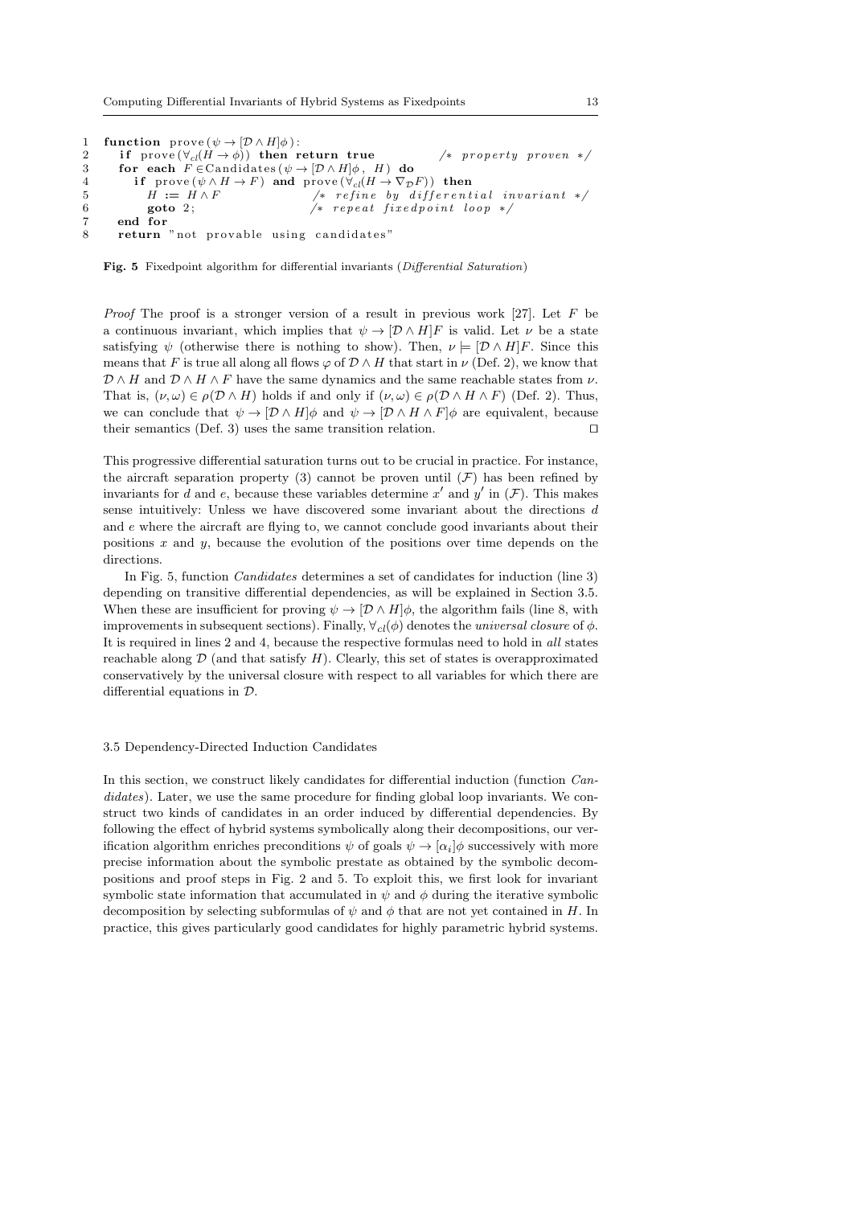```
1  function prove(ψ → [D ∧ H]φ):
2    if prove(∀cl(H → φ)) then return true          /* property proven */
3    for each F ∈Candidates(ψ → [D ∧ H]φ, H) do
4      if prove(ψ ∧ H → F) and prove(∀cl(H → ∇D F)) then
5        H := H ∧ F                    /* refine by differential invariant */
6        goto 2;                       /* repeat fixedpoint loop */
7    end for
8    return "not provable using candidates"
```

**Fig. 5** Fixedpoint algorithm for differential invariants (*Differential Saturation*)

*Proof* The proof is a stronger version of a result in previous work [27]. Let $F$ be a continuous invariant, which implies that $\psi \rightarrow [\mathcal{D} \wedge H]F$ is valid. Let $\nu$ be a state satisfying $\psi$ (otherwise there is nothing to show). Then, $\nu \models [\mathcal{D} \wedge H]F$. Since this means that $F$ is true all along all flows $\varphi$ of $\mathcal{D} \wedge H$ that start in $\nu$ (Def. 2), we know that $\mathcal{D} \wedge H$ and $\mathcal{D} \wedge H \wedge F$ have the same dynamics and the same reachable states from $\nu$. That is, $(\nu, \omega) \in \rho(\mathcal{D} \wedge H)$ holds if and only if $(\nu, \omega) \in \rho(\mathcal{D} \wedge H \wedge F)$ (Def. 2). Thus, we can conclude that $\psi \rightarrow [\mathcal{D} \wedge H]\phi$ and $\psi \rightarrow [\mathcal{D} \wedge H \wedge F]\phi$ are equivalent, because their semantics (Def. 3) uses the same transition relation. ⊓⊔

This progressive differential saturation turns out to be crucial in practice. For instance, the aircraft separation property (3) cannot be proven until ($\mathcal{F}$) has been refined by invariants for $d$ and $e$, because these variables determine $x'$ and $y'$ in ($\mathcal{F}$). This makes sense intuitively: Unless we have discovered some invariant about the directions $d$ and $e$ where the aircraft are flying to, we cannot conclude good invariants about their positions $x$ and $y$, because the evolution of the positions over time depends on the directions.

In Fig. 5, function *Candidates* determines a set of candidates for induction (line 3) depending on transitive differential dependencies, as will be explained in Section 3.5. When these are insufficient for proving $\psi \rightarrow [\mathcal{D} \wedge H]\phi$, the algorithm fails (line 8, with improvements in subsequent sections). Finally, $\forall_{cl}(\phi)$ denotes the *universal closure* of $\phi$. It is required in lines 2 and 4, because the respective formulas need to hold in *all* states reachable along $\mathcal{D}$ (and that satisfy $H$). Clearly, this set of states is overapproximated conservatively by the universal closure with respect to all variables for which there are differential equations in $\mathcal{D}$.

### 3.5 Dependency-Directed Induction Candidates

In this section, we construct likely candidates for differential induction (function *Candidates*). Later, we use the same procedure for finding global loop invariants. We construct two kinds of candidates in an order induced by differential dependencies. By following the effect of hybrid systems symbolically along their decompositions, our verification algorithm enriches preconditions $\psi$ of goals $\psi \rightarrow [\alpha_i]\phi$ successively with more precise information about the symbolic prestate as obtained by the symbolic decompositions and proof steps in Fig. 2 and 5. To exploit this, we first look for invariant symbolic state information that accumulated in $\psi$ and $\phi$ during the iterative symbolic decomposition by selecting subformulas of $\psi$ and $\phi$ that are not yet contained in $H$. In practice, this gives particularly good candidates for highly parametric hybrid systems.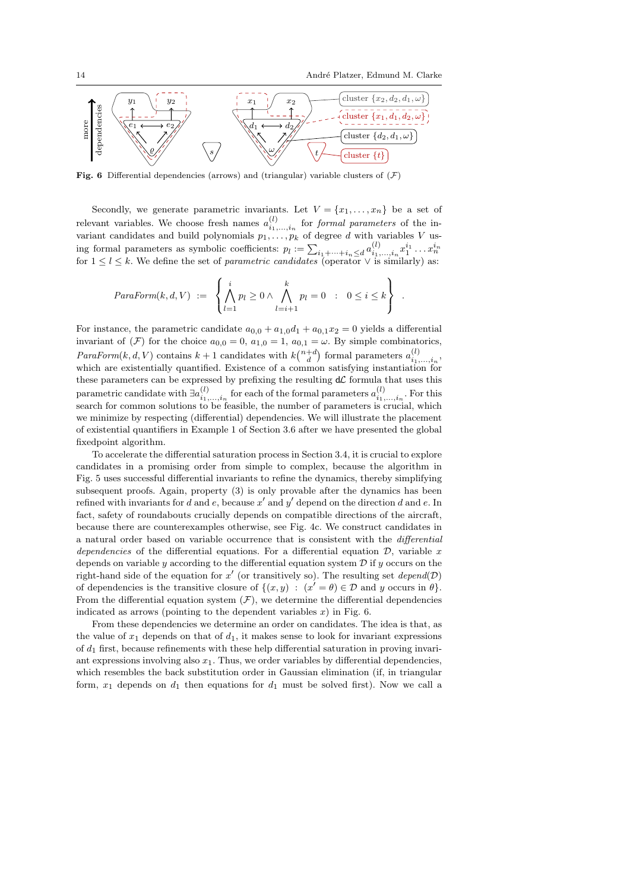**Fig. 6** Differential dependencies (arrows) and (triangular) variable clusters of $(\mathcal{F})$

Secondly, we generate parametric invariants. Let $V = \{x_1, \ldots, x_n\}$ be a set of relevant variables. We choose fresh names $a^{(l)}_{i_1,\ldots,i_n}$ for *formal parameters* of the invariant candidates and build polynomials $p_1, \ldots, p_k$ of degree $d$ with variables $V$ using formal parameters as symbolic coefficients: $p_l := \sum_{i_1+\cdots+i_n \leq d} a^{(l)}_{i_1,\ldots,i_n} x_1^{i_1} \ldots x_n^{i_n}$ for $1 \leq l \leq k$. We define the set of *parametric candidates* (operator $\vee$ is similarly) as:

$$ParaForm(k, d, V) := \left\{ \bigwedge_{l=1}^{i} p_l \geq 0 \wedge \bigwedge_{l=i+1}^{k} p_l = 0 \ : \ 0 \leq i \leq k \right\} .$$

For instance, the parametric candidate $a_{0,0} + a_{1,0}d_1 + a_{0,1}x_2 = 0$ yields a differential invariant of $(\mathcal{F})$ for the choice $a_{0,0} = 0$, $a_{1,0} = 1$, $a_{0,1} = \omega$. By simple combinatorics, $ParaForm(k, d, V)$ contains $k + 1$ candidates with $k\binom{n+d}{d}$ formal parameters $a^{(l)}_{i_1,\ldots,i_n}$, which are existentially quantified. Existence of a common satisfying instantiation for these parameters can be expressed by prefixing the resulting $d\mathcal{L}$ formula that uses this parametric candidate with $\exists a^{(l)}_{i_1,\ldots,i_n}$ for each of the formal parameters $a^{(l)}_{i_1,\ldots,i_n}$. For this search for common solutions to be feasible, the number of parameters is crucial, which we minimize by respecting (differential) dependencies. We will illustrate the placement of existential quantifiers in Example 1 of Section 3.6 after we have presented the global fixedpoint algorithm.

To accelerate the differential saturation process in Section 3.4, it is crucial to explore candidates in a promising order from simple to complex, because the algorithm in Fig. 5 uses successful differential invariants to refine the dynamics, thereby simplifying subsequent proofs. Again, property (3) is only provable after the dynamics has been refined with invariants for $d$ and $e$, because $x'$ and $y'$ depend on the direction $d$ and $e$. In fact, safety of roundabouts crucially depends on compatible directions of the aircraft, because there are counterexamples otherwise, see Fig. 4c. We construct candidates in a natural order based on variable occurrence that is consistent with the *differential dependencies* of the differential equations. For a differential equation $\mathcal{D}$, variable $x$ depends on variable $y$ according to the differential equation system $\mathcal{D}$ if $y$ occurs on the right-hand side of the equation for $x'$ (or transitively so). The resulting set $depend(\mathcal{D})$ of dependencies is the transitive closure of $\{(x, y) \ : \ (x' = \theta) \in \mathcal{D}$ and $y$ occurs in $\theta\}$. From the differential equation system $(\mathcal{F})$, we determine the differential dependencies indicated as arrows (pointing to the dependent variables $x$) in Fig. 6.

From these dependencies we determine an order on candidates. The idea is that, as the value of $x_1$ depends on that of $d_1$, it makes sense to look for invariant expressions of $d_1$ first, because refinements with these help differential saturation in proving invariant expressions involving also $x_1$. Thus, we order variables by differential dependencies, which resembles the back substitution order in Gaussian elimination (if, in triangular form, $x_1$ depends on $d_1$ then equations for $d_1$ must be solved first). Now we call a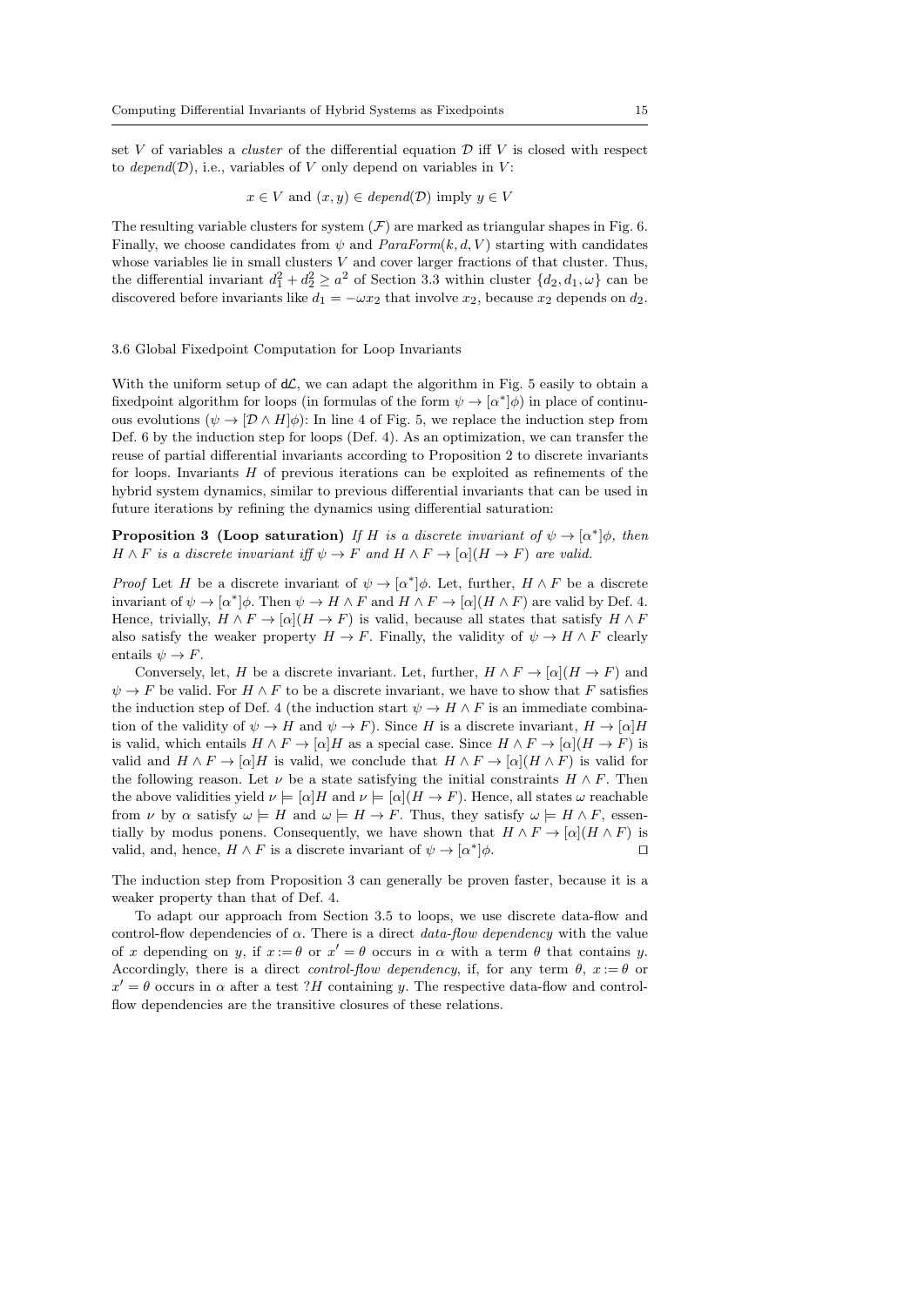set $V$ of variables a *cluster* of the differential equation $\mathcal{D}$ iff $V$ is closed with respect to $depend(\mathcal{D})$, i.e., variables of $V$ only depend on variables in $V$:

$$x \in V \text{ and } (x, y) \in depend(\mathcal{D}) \text{ imply } y \in V$$

The resulting variable clusters for system $(\mathcal{F})$ are marked as triangular shapes in Fig. 6. Finally, we choose candidates from $\psi$ and $ParaForm(k, d, V)$ starting with candidates whose variables lie in small clusters $V$ and cover larger fractions of that cluster. Thus, the differential invariant $d_1^2 + d_2^2 \geq a^2$ of Section 3.3 within cluster $\{d_2, d_1, \omega\}$ can be discovered before invariants like $d_1 = -\omega x_2$ that involve $x_2$, because $x_2$ depends on $d_2$.

### 3.6 Global Fixedpoint Computation for Loop Invariants

With the uniform setup of $\mathsf{d}\mathcal{L}$, we can adapt the algorithm in Fig. 5 easily to obtain a fixedpoint algorithm for loops (in formulas of the form $\psi \rightarrow [\alpha^*]\phi$) in place of continuous evolutions ($\psi \rightarrow [\mathcal{D} \wedge H]\phi$): In line 4 of Fig. 5, we replace the induction step from Def. 6 by the induction step for loops (Def. 4). As an optimization, we can transfer the reuse of partial differential invariants according to Proposition 2 to discrete invariants for loops. Invariants $H$ of previous iterations can be exploited as refinements of the hybrid system dynamics, similar to previous differential invariants that can be used in future iterations by refining the dynamics using differential saturation:

**Proposition 3 (Loop saturation)** *If $H$ is a discrete invariant of $\psi \rightarrow [\alpha^*]\phi$, then $H \wedge F$ is a discrete invariant iff $\psi \rightarrow F$ and $H \wedge F \rightarrow [\alpha](H \rightarrow F)$ are valid.*

*Proof* Let $H$ be a discrete invariant of $\psi \rightarrow [\alpha^*]\phi$. Let, further, $H \wedge F$ be a discrete invariant of $\psi \rightarrow [\alpha^*]\phi$. Then $\psi \rightarrow H \wedge F$ and $H \wedge F \rightarrow [\alpha](H \wedge F)$ are valid by Def. 4. Hence, trivially, $H \wedge F \rightarrow [\alpha](H \rightarrow F)$ is valid, because all states that satisfy $H \wedge F$ also satisfy the weaker property $H \rightarrow F$. Finally, the validity of $\psi \rightarrow H \wedge F$ clearly entails $\psi \rightarrow F$.

Conversely, let, $H$ be a discrete invariant. Let, further, $H \wedge F \rightarrow [\alpha](H \rightarrow F)$ and $\psi \rightarrow F$ be valid. For $H \wedge F$ to be a discrete invariant, we have to show that $F$ satisfies the induction step of Def. 4 (the induction start $\psi \rightarrow H \wedge F$ is an immediate combination of the validity of $\psi \rightarrow H$ and $\psi \rightarrow F$). Since $H$ is a discrete invariant, $H \rightarrow [\alpha]H$ is valid, which entails $H \wedge F \rightarrow [\alpha]H$ as a special case. Since $H \wedge F \rightarrow [\alpha](H \rightarrow F)$ is valid and $H \wedge F \rightarrow [\alpha]H$ is valid, we conclude that $H \wedge F \rightarrow [\alpha](H \wedge F)$ is valid for the following reason. Let $\nu$ be a state satisfying the initial constraints $H \wedge F$. Then the above validities yield $\nu \models [\alpha]H$ and $\nu \models [\alpha](H \rightarrow F)$. Hence, all states $\omega$ reachable from $\nu$ by $\alpha$ satisfy $\omega \models H$ and $\omega \models H \rightarrow F$. Thus, they satisfy $\omega \models H \wedge F$, essentially by modus ponens. Consequently, we have shown that $H \wedge F \rightarrow [\alpha](H \wedge F)$ is valid, and, hence, $H \wedge F$ is a discrete invariant of $\psi \rightarrow [\alpha^*]\phi$. $\square$

The induction step from Proposition 3 can generally be proven faster, because it is a weaker property than that of Def. 4.

To adapt our approach from Section 3.5 to loops, we use discrete data-flow and control-flow dependencies of $\alpha$. There is a direct *data-flow dependency* with the value of $x$ depending on $y$, if $x := \theta$ or $x' = \theta$ occurs in $\alpha$ with a term $\theta$ that contains $y$. Accordingly, there is a direct *control-flow dependency*, if, for any term $\theta$, $x := \theta$ or $x' = \theta$ occurs in $\alpha$ after a test $?H$ containing $y$. The respective data-flow and control-flow dependencies are the transitive closures of these relations.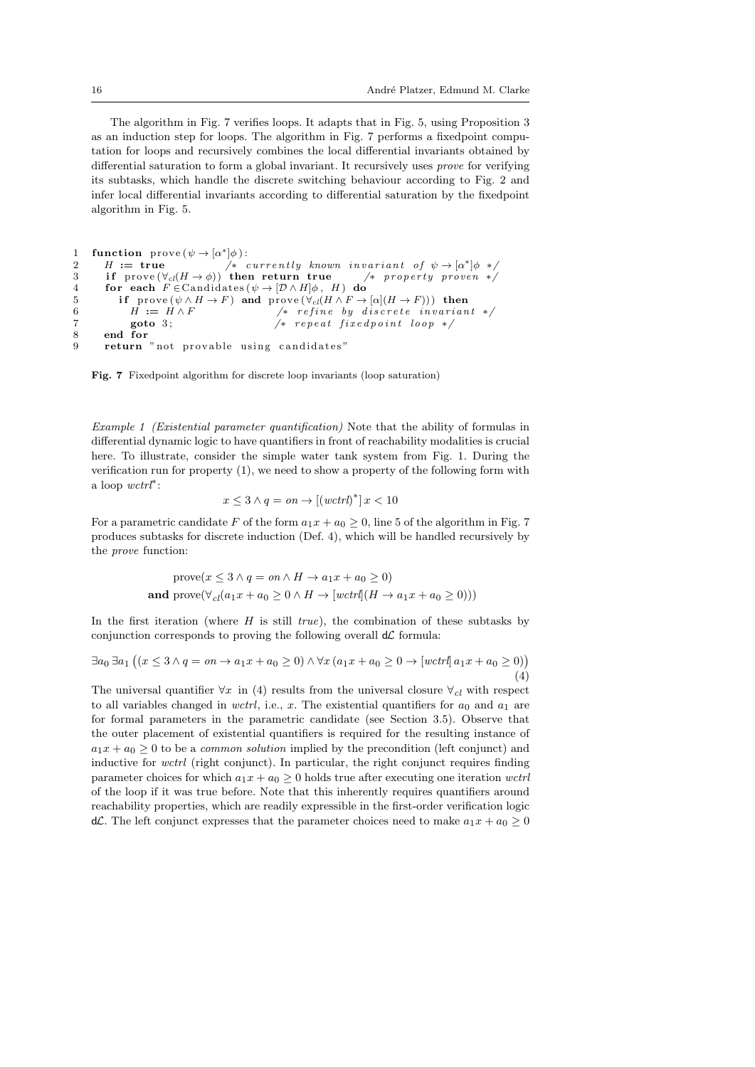The algorithm in Fig. 7 verifies loops. It adapts that in Fig. 5, using Proposition 3 as an induction step for loops. The algorithm in Fig. 7 performs a fixedpoint computation for loops and recursively combines the local differential invariants obtained by differential saturation to form a global invariant. It recursively uses *prove* for verifying its subtasks, which handle the discrete switching behaviour according to Fig. 2 and infer local differential invariants according to differential saturation by the fixedpoint algorithm in Fig. 5.

```
1  function prove(ψ → [α*]φ):
2    H := true                 /* currently known invariant of ψ → [α*]φ */
3    if prove(∀cl(H → φ)) then return true      /* property proven */
4    for each F ∈Candidates(ψ → [D ∧ H]φ, H) do
5      if prove(ψ ∧ H → F) and prove(∀cl(H ∧ F → [α](H → F))) then
6        H := H ∧ F              /* refine by discrete invariant */
7        goto 3;                 /* repeat fixedpoint loop */
8    end for
9    return "not provable using candidates"
```

**Fig. 7** Fixedpoint algorithm for discrete loop invariants (loop saturation)

*Example 1 (Existential parameter quantification)* Note that the ability of formulas in differential dynamic logic to have quantifiers in front of reachability modalities is crucial here. To illustrate, consider the simple water tank system from Fig. 1. During the verification run for property (1), we need to show a property of the following form with a loop $wctrl^*$:

$$x \leq 3 \wedge q = on \rightarrow [(wctrl)^*]\, x < 10$$

For a parametric candidate $F$ of the form $a_1x + a_0 \geq 0$, line 5 of the algorithm in Fig. 7 produces subtasks for discrete induction (Def. 4), which will be handled recursively by the *prove* function:

$$\begin{aligned} &\text{prove}(x \leq 3 \wedge q = on \wedge H \rightarrow a_1x + a_0 \geq 0) \\ \textbf{and } &\text{prove}(\forall_{cl}(a_1x + a_0 \geq 0 \wedge H \rightarrow [wctrl](H \rightarrow a_1x + a_0 \geq 0))) \end{aligned}$$

In the first iteration (where $H$ is still *true*), the combination of these subtasks by conjunction corresponds to proving the following overall d$\mathcal{L}$ formula:

$$\exists a_0\, \exists a_1 \left( (x \leq 3 \wedge q = on \rightarrow a_1x + a_0 \geq 0) \wedge \forall x\, (a_1x + a_0 \geq 0 \rightarrow [wctrl]\, a_1x + a_0 \geq 0) \right) \tag{4}$$

The universal quantifier $\forall x$ in (4) results from the universal closure $\forall_{cl}$ with respect to all variables changed in *wctrl*, i.e., $x$. The existential quantifiers for $a_0$ and $a_1$ are for formal parameters in the parametric candidate (see Section 3.5). Observe that the outer placement of existential quantifiers is required for the resulting instance of $a_1x + a_0 \geq 0$ to be a *common solution* implied by the precondition (left conjunct) and inductive for *wctrl* (right conjunct). In particular, the right conjunct requires finding parameter choices for which $a_1x + a_0 \geq 0$ holds true after executing one iteration *wctrl* of the loop if it was true before. Note that this inherently requires quantifiers around reachability properties, which are readily expressible in the first-order verification logic d$\mathcal{L}$. The left conjunct expresses that the parameter choices need to make $a_1x + a_0 \geq 0$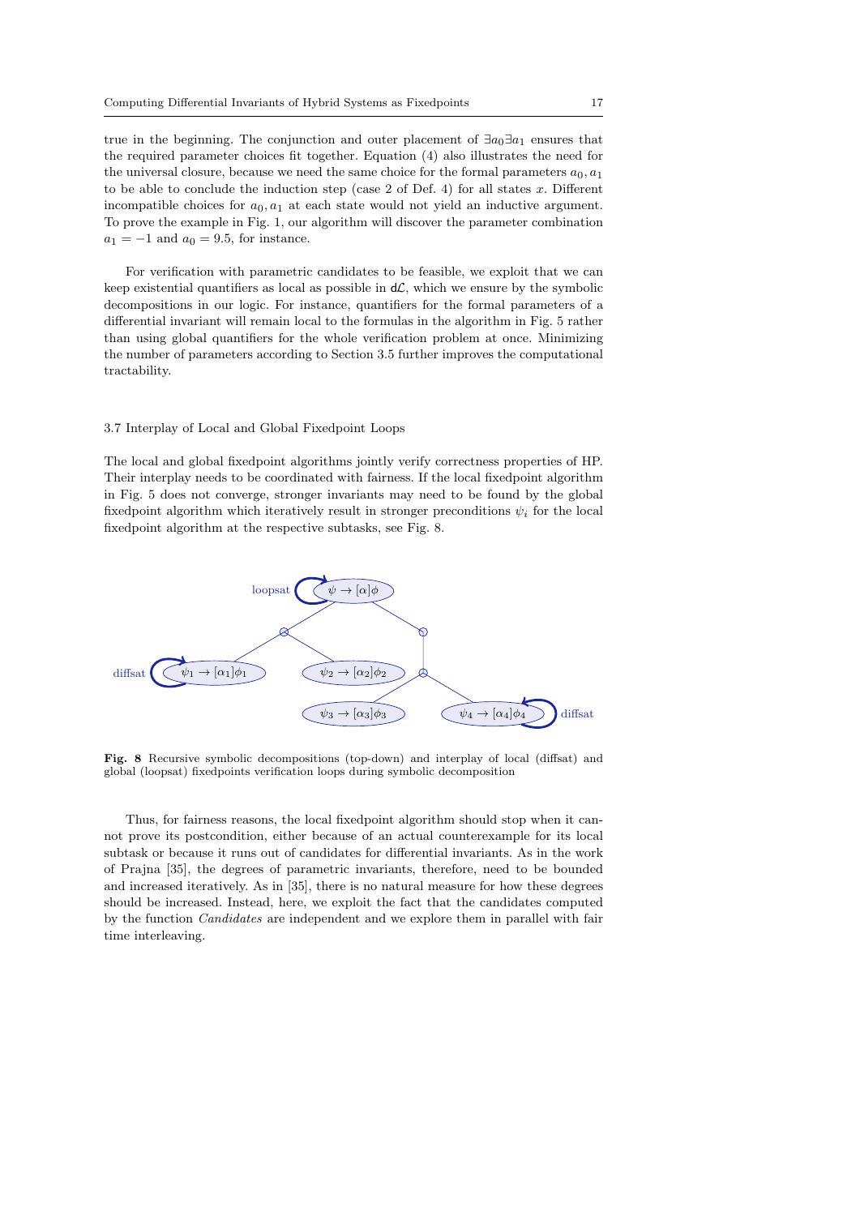true in the beginning. The conjunction and outer placement of $\exists a_0 \exists a_1$ ensures that the required parameter choices fit together. Equation (4) also illustrates the need for the universal closure, because we need the same choice for the formal parameters $a_0, a_1$ to be able to conclude the induction step (case 2 of Def. 4) for all states $x$. Different incompatible choices for $a_0, a_1$ at each state would not yield an inductive argument. To prove the example in Fig. 1, our algorithm will discover the parameter combination $a_1 = -1$ and $a_0 = 9.5$, for instance.

For verification with parametric candidates to be feasible, we exploit that we can keep existential quantifiers as local as possible in $\mathsf{d}\mathcal{L}$, which we ensure by the symbolic decompositions in our logic. For instance, quantifiers for the formal parameters of a differential invariant will remain local to the formulas in the algorithm in Fig. 5 rather than using global quantifiers for the whole verification problem at once. Minimizing the number of parameters according to Section 3.5 further improves the computational tractability.

### 3.7 Interplay of Local and Global Fixedpoint Loops

The local and global fixedpoint algorithms jointly verify correctness properties of HP. Their interplay needs to be coordinated with fairness. If the local fixedpoint algorithm in Fig. 5 does not converge, stronger invariants may need to be found by the global fixedpoint algorithm which iteratively result in stronger preconditions $\psi_i$ for the local fixedpoint algorithm at the respective subtasks, see Fig. 8.

loopsat $\psi \to [\alpha]\phi$

diffsat $\psi_1 \to [\alpha_1]\phi_1$ $\quad$ $\psi_2 \to [\alpha_2]\phi_2$

$\psi_3 \to [\alpha_3]\phi_3$ $\quad$ $\psi_4 \to [\alpha_4]\phi_4$ diffsat

**Fig. 8** Recursive symbolic decompositions (top-down) and interplay of local (diffsat) and global (loopsat) fixedpoints verification loops during symbolic decomposition

Thus, for fairness reasons, the local fixedpoint algorithm should stop when it cannot prove its postcondition, either because of an actual counterexample for its local subtask or because it runs out of candidates for differential invariants. As in the work of Prajna [35], the degrees of parametric invariants, therefore, need to be bounded and increased iteratively. As in [35], there is no natural measure for how these degrees should be increased. Instead, here, we exploit the fact that the candidates computed by the function *Candidates* are independent and we explore them in parallel with fair time interleaving.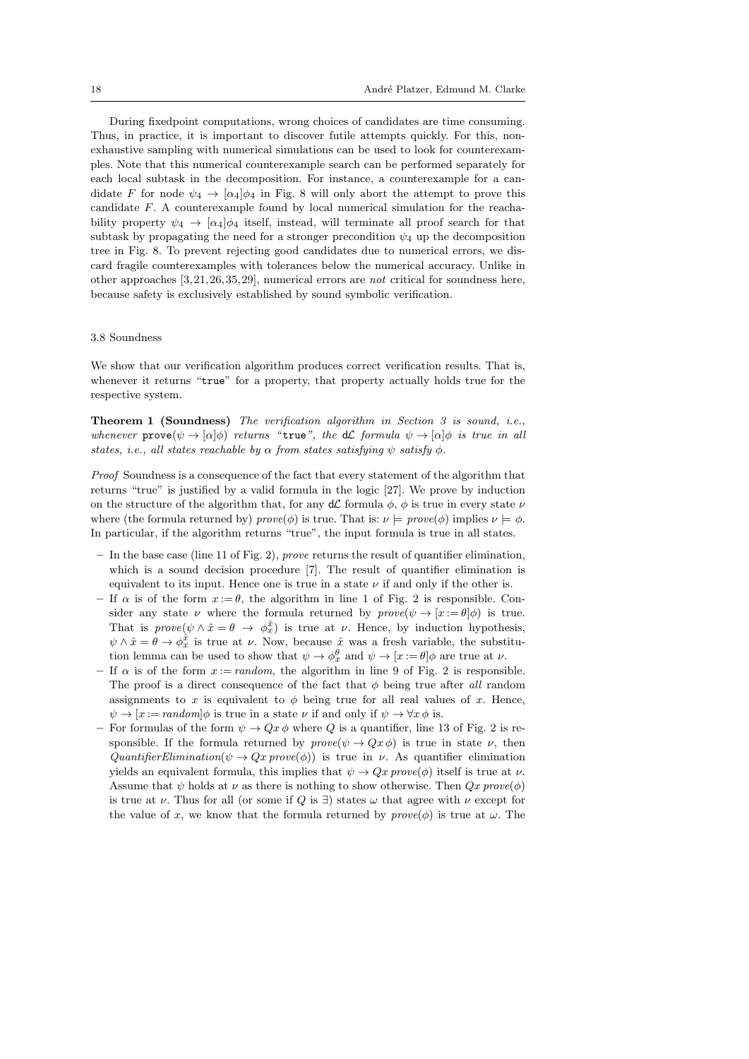During fixedpoint computations, wrong choices of candidates are time consuming. Thus, in practice, it is important to discover futile attempts quickly. For this, non-exhaustive sampling with numerical simulations can be used to look for counterexamples. Note that this numerical counterexample search can be performed separately for each local subtask in the decomposition. For instance, a counterexample for a candidate $F$ for node $\psi_4 \rightarrow [\alpha_4]\phi_4$ in Fig. 8 will only abort the attempt to prove this candidate $F$. A counterexample found by local numerical simulation for the reachability property $\psi_4 \rightarrow [\alpha_4]\phi_4$ itself, instead, will terminate all proof search for that subtask by propagating the need for a stronger precondition $\psi_4$ up the decomposition tree in Fig. 8. To prevent rejecting good candidates due to numerical errors, we discard fragile counterexamples with tolerances below the numerical accuracy. Unlike in other approaches [3, 21, 26, 35, 29], numerical errors are *not* critical for soundness here, because safety is exclusively established by sound symbolic verification.

### 3.8 Soundness

We show that our verification algorithm produces correct verification results. That is, whenever it returns "`true`" for a property, that property actually holds true for the respective system.

**Theorem 1 (Soundness)** *The verification algorithm in Section 3 is sound, i.e., whenever* $\texttt{prove}(\psi \rightarrow [\alpha]\phi)$ *returns "*`true`*", the* d$\mathcal{L}$ *formula* $\psi \rightarrow [\alpha]\phi$ *is true in all states, i.e., all states reachable by* $\alpha$ *from states satisfying* $\psi$ *satisfy* $\phi$.

*Proof* Soundness is a consequence of the fact that every statement of the algorithm that returns "true" is justified by a valid formula in the logic [27]. We prove by induction on the structure of the algorithm that, for any d$\mathcal{L}$ formula $\phi$, $\phi$ is true in every state $\nu$ where (the formula returned by) $\mathit{prove}(\phi)$ is true. That is: $\nu \models \mathit{prove}(\phi)$ implies $\nu \models \phi$. In particular, if the algorithm returns "true", the input formula is true in all states.

- In the base case (line 11 of Fig. 2), *prove* returns the result of quantifier elimination, which is a sound decision procedure [7]. The result of quantifier elimination is equivalent to its input. Hence one is true in a state $\nu$ if and only if the other is.
- If $\alpha$ is of the form $x := \theta$, the algorithm in line 1 of Fig. 2 is responsible. Consider any state $\nu$ where the formula returned by $\mathit{prove}(\psi \rightarrow [x := \theta]\phi)$ is true. That is $\mathit{prove}(\psi \wedge \hat{x} = \theta \rightarrow \phi_x^{\hat{x}})$ is true at $\nu$. Hence, by induction hypothesis, $\psi \wedge \hat{x} = \theta \rightarrow \phi_x^{\hat{x}}$ is true at $\nu$. Now, because $\hat{x}$ was a fresh variable, the substitution lemma can be used to show that $\psi \rightarrow \phi_x^{\theta}$ and $\psi \rightarrow [x := \theta]\phi$ are true at $\nu$.
- If $\alpha$ is of the form $x := \mathit{random}$, the algorithm in line 9 of Fig. 2 is responsible. The proof is a direct consequence of the fact that $\phi$ being true after *all* random assignments to $x$ is equivalent to $\phi$ being true for all real values of $x$. Hence, $\psi \rightarrow [x := \mathit{random}]\phi$ is true in a state $\nu$ if and only if $\psi \rightarrow \forall x\, \phi$ is.
- For formulas of the form $\psi \rightarrow Qx\, \phi$ where $Q$ is a quantifier, line 13 of Fig. 2 is responsible. If the formula returned by $\mathit{prove}(\psi \rightarrow Qx\, \phi)$ is true in state $\nu$, then $\mathit{QuantifierElimination}(\psi \rightarrow Qx\, \mathit{prove}(\phi))$ is true in $\nu$. As quantifier elimination yields an equivalent formula, this implies that $\psi \rightarrow Qx\, \mathit{prove}(\phi)$ itself is true at $\nu$. Assume that $\psi$ holds at $\nu$ as there is nothing to show otherwise. Then $Qx\, \mathit{prove}(\phi)$ is true at $\nu$. Thus for all (or some if $Q$ is $\exists$) states $\omega$ that agree with $\nu$ except for the value of $x$, we know that the formula returned by $\mathit{prove}(\phi)$ is true at $\omega$. The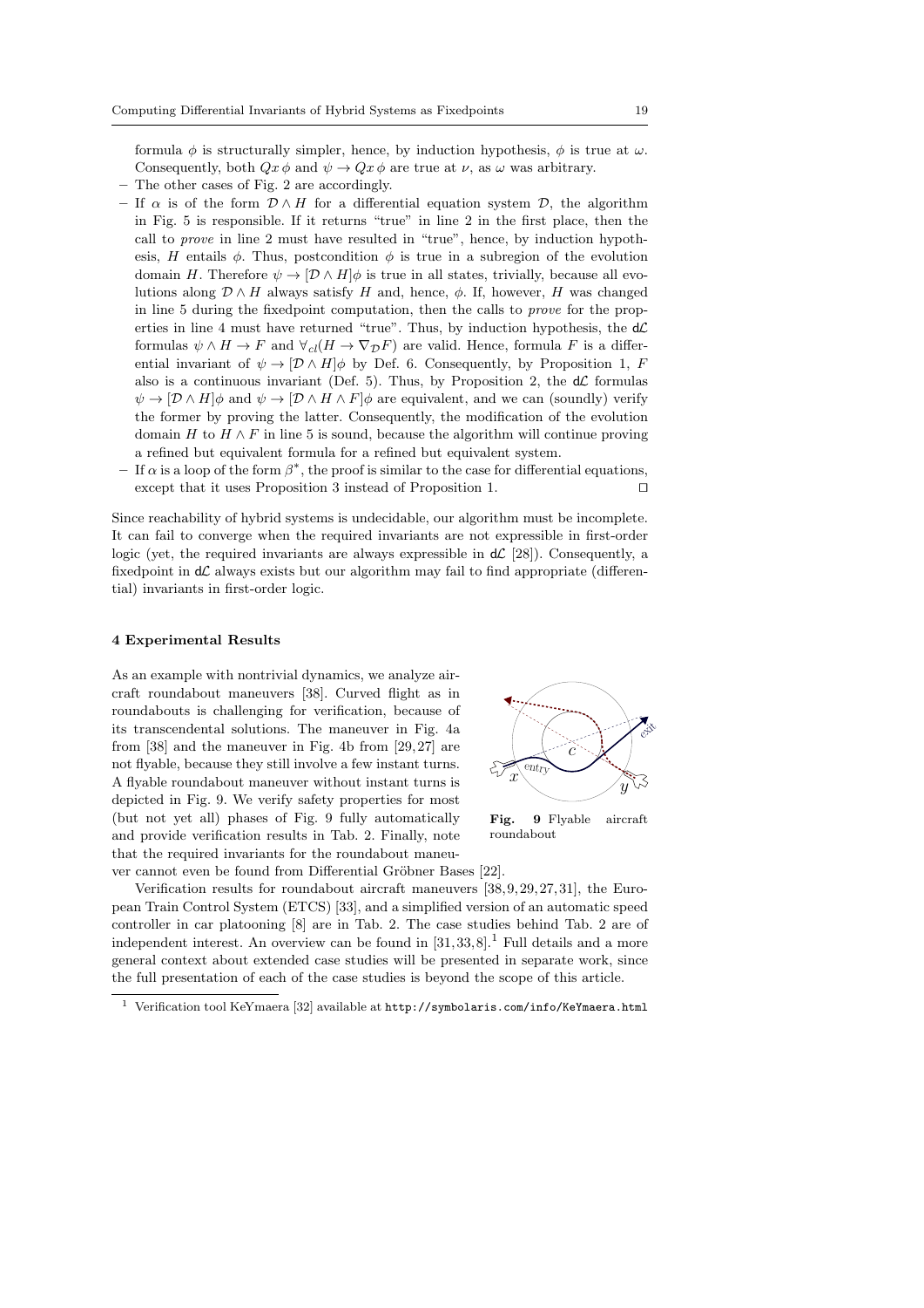formula $\phi$ is structurally simpler, hence, by induction hypothesis, $\phi$ is true at $\omega$. Consequently, both $Qx\,\phi$ and $\psi \to Qx\,\phi$ are true at $\nu$, as $\omega$ was arbitrary.

- The other cases of Fig. 2 are accordingly.
- If $\alpha$ is of the form $\mathcal{D} \wedge H$ for a differential equation system $\mathcal{D}$, the algorithm in Fig. 5 is responsible. If it returns "true" in line 2 in the first place, then the call to *prove* in line 2 must have resulted in "true", hence, by induction hypothesis, $H$ entails $\phi$. Thus, postcondition $\phi$ is true in a subregion of the evolution domain $H$. Therefore $\psi \to [\mathcal{D} \wedge H]\phi$ is true in all states, trivially, because all evolutions along $\mathcal{D} \wedge H$ always satisfy $H$ and, hence, $\phi$. If, however, $H$ was changed in line 5 during the fixedpoint computation, then the calls to *prove* for the properties in line 4 must have returned "true". Thus, by induction hypothesis, the d$\mathcal{L}$ formulas $\psi \wedge H \to F$ and $\forall_{cl}(H \to \nabla_{\mathcal{D}} F)$ are valid. Hence, formula $F$ is a differential invariant of $\psi \to [\mathcal{D} \wedge H]\phi$ by Def. 6. Consequently, by Proposition 1, $F$ also is a continuous invariant (Def. 5). Thus, by Proposition 2, the d$\mathcal{L}$ formulas $\psi \to [\mathcal{D} \wedge H]\phi$ and $\psi \to [\mathcal{D} \wedge H \wedge F]\phi$ are equivalent, and we can (soundly) verify the former by proving the latter. Consequently, the modification of the evolution domain $H$ to $H \wedge F$ in line 5 is sound, because the algorithm will continue proving a refined but equivalent formula for a refined but equivalent system.
- If $\alpha$ is a loop of the form $\beta^*$, the proof is similar to the case for differential equations, except that it uses Proposition 3 instead of Proposition 1. ⊓⊔

Since reachability of hybrid systems is undecidable, our algorithm must be incomplete. It can fail to converge when the required invariants are not expressible in first-order logic (yet, the required invariants are always expressible in d$\mathcal{L}$ [28]). Consequently, a fixedpoint in d$\mathcal{L}$ always exists but our algorithm may fail to find appropriate (differential) invariants in first-order logic.

## 4 Experimental Results

As an example with nontrivial dynamics, we analyze aircraft roundabout maneuvers [38]. Curved flight as in roundabouts is challenging for verification, because of its transcendental solutions. The maneuver in Fig. 4a from [38] and the maneuver in Fig. 4b from [29,27] are not flyable, because they still involve a few instant turns. A flyable roundabout maneuver without instant turns is depicted in Fig. 9. We verify safety properties for most (but not yet all) phases of Fig. 9 fully automatically and provide verification results in Tab. 2. Finally, note that the required invariants for the roundabout maneuver cannot even be found from Differential Gröbner Bases [22].

**Fig. 9** Flyable aircraft roundabout

Verification results for roundabout aircraft maneuvers [38,9,29,27,31], the European Train Control System (ETCS) [33], and a simplified version of an automatic speed controller in car platooning [8] are in Tab. 2. The case studies behind Tab. 2 are of independent interest. An overview can be found in [31,33,8].[1] Full details and a more general context about extended case studies will be presented in separate work, since the full presentation of each of the case studies is beyond the scope of this article.

[1] Verification tool KeYmaera [32] available at http://symbolaris.com/info/KeYmaera.html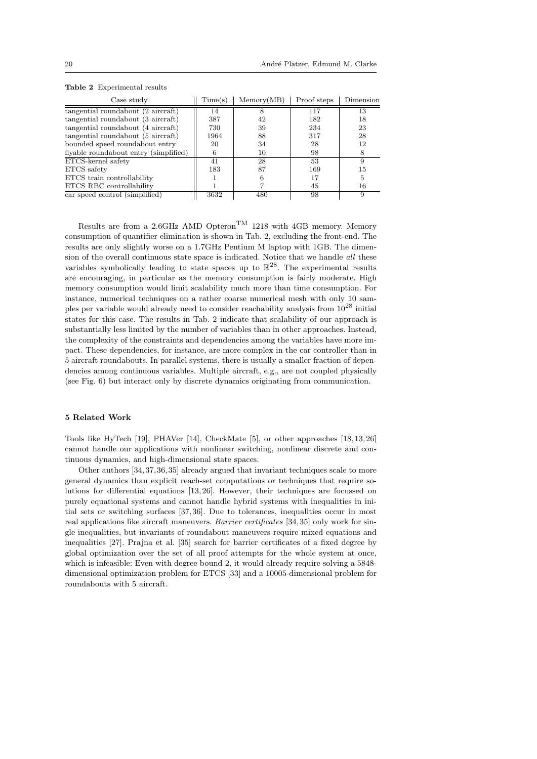**Table 2** Experimental results

| Case study | Time(s) | Memory(MB) | Proof steps | Dimension |
|---|---|---|---|---|
| tangential roundabout (2 aircraft) | 14 | 8 | 117 | 13 |
| tangential roundabout (3 aircraft) | 387 | 42 | 182 | 18 |
| tangential roundabout (4 aircraft) | 730 | 39 | 234 | 23 |
| tangential roundabout (5 aircraft) | 1964 | 88 | 317 | 28 |
| bounded speed roundabout entry | 20 | 34 | 28 | 12 |
| flyable roundabout entry (simplified) | 6 | 10 | 98 | 8 |
| ETCS-kernel safety | 41 | 28 | 53 | 9 |
| ETCS safety | 183 | 87 | 169 | 15 |
| ETCS train controllability | 1 | 6 | 17 | 5 |
| ETCS RBC controllability | 1 | 7 | 45 | 16 |
| car speed control (simplified) | 3632 | 480 | 98 | 9 |

Results are from a 2.6GHz AMD Opteron™ 1218 with 4GB memory. Memory consumption of quantifier elimination is shown in Tab. 2, excluding the front-end. The results are only slightly worse on a 1.7GHz Pentium M laptop with 1GB. The dimension of the overall continuous state space is indicated. Notice that we handle *all* these variables symbolically leading to state spaces up to $\mathbb{R}^{28}$. The experimental results are encouraging, in particular as the memory consumption is fairly moderate. High memory consumption would limit scalability much more than time consumption. For instance, numerical techniques on a rather coarse numerical mesh with only 10 samples per variable would already need to consider reachability analysis from $10^{28}$ initial states for this case. The results in Tab. 2 indicate that scalability of our approach is substantially less limited by the number of variables than in other approaches. Instead, the complexity of the constraints and dependencies among the variables have more impact. These dependencies, for instance, are more complex in the car controller than in 5 aircraft roundabouts. In parallel systems, there is usually a smaller fraction of dependencies among continuous variables. Multiple aircraft, e.g., are not coupled physically (see Fig. 6) but interact only by discrete dynamics originating from communication.

## 5 Related Work

Tools like HyTech [19], PHAVer [14], CheckMate [5], or other approaches [18, 13, 26] cannot handle our applications with nonlinear switching, nonlinear discrete and continuous dynamics, and high-dimensional state spaces.

Other authors [34, 37, 36, 35] already argued that invariant techniques scale to more general dynamics than explicit reach-set computations or techniques that require solutions for differential equations [13, 26]. However, their techniques are focussed on purely equational systems and cannot handle hybrid systems with inequalities in initial sets or switching surfaces [37, 36]. Due to tolerances, inequalities occur in most real applications like aircraft maneuvers. *Barrier certificates* [34, 35] only work for single inequalities, but invariants of roundabout maneuvers require mixed equations and inequalities [27]. Prajna et al. [35] search for barrier certificates of a fixed degree by global optimization over the set of all proof attempts for the whole system at once, which is infeasible: Even with degree bound 2, it would already require solving a 5848-dimensional optimization problem for ETCS [33] and a 10005-dimensional problem for roundabouts with 5 aircraft.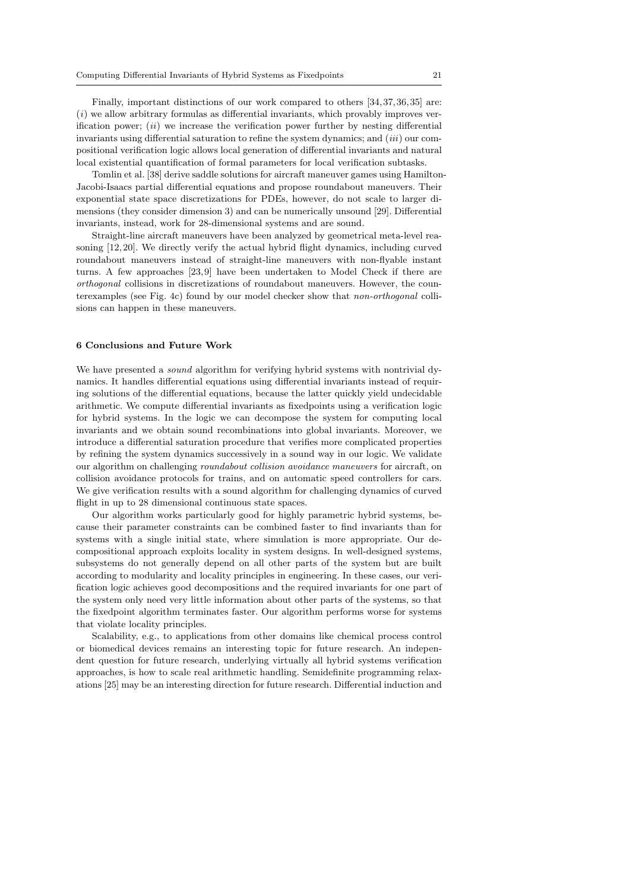Finally, important distinctions of our work compared to others [34, 37, 36, 35] are: (*i*) we allow arbitrary formulas as differential invariants, which provably improves verification power; (*ii*) we increase the verification power further by nesting differential invariants using differential saturation to refine the system dynamics; and (*iii*) our compositional verification logic allows local generation of differential invariants and natural local existential quantification of formal parameters for local verification subtasks.

Tomlin et al. [38] derive saddle solutions for aircraft maneuver games using Hamilton-Jacobi-Isaacs partial differential equations and propose roundabout maneuvers. Their exponential state space discretizations for PDEs, however, do not scale to larger dimensions (they consider dimension 3) and can be numerically unsound [29]. Differential invariants, instead, work for 28-dimensional systems and are sound.

Straight-line aircraft maneuvers have been analyzed by geometrical meta-level reasoning [12, 20]. We directly verify the actual hybrid flight dynamics, including curved roundabout maneuvers instead of straight-line maneuvers with non-flyable instant turns. A few approaches [23, 9] have been undertaken to Model Check if there are *orthogonal* collisions in discretizations of roundabout maneuvers. However, the counterexamples (see Fig. 4c) found by our model checker show that *non-orthogonal* collisions can happen in these maneuvers.

## 6 Conclusions and Future Work

We have presented a *sound* algorithm for verifying hybrid systems with nontrivial dynamics. It handles differential equations using differential invariants instead of requiring solutions of the differential equations, because the latter quickly yield undecidable arithmetic. We compute differential invariants as fixedpoints using a verification logic for hybrid systems. In the logic we can decompose the system for computing local invariants and we obtain sound recombinations into global invariants. Moreover, we introduce a differential saturation procedure that verifies more complicated properties by refining the system dynamics successively in a sound way in our logic. We validate our algorithm on challenging *roundabout collision avoidance maneuvers* for aircraft, on collision avoidance protocols for trains, and on automatic speed controllers for cars. We give verification results with a sound algorithm for challenging dynamics of curved flight in up to 28 dimensional continuous state spaces.

Our algorithm works particularly good for highly parametric hybrid systems, because their parameter constraints can be combined faster to find invariants than for systems with a single initial state, where simulation is more appropriate. Our decompositional approach exploits locality in system designs. In well-designed systems, subsystems do not generally depend on all other parts of the system but are built according to modularity and locality principles in engineering. In these cases, our verification logic achieves good decompositions and the required invariants for one part of the system only need very little information about other parts of the systems, so that the fixedpoint algorithm terminates faster. Our algorithm performs worse for systems that violate locality principles.

Scalability, e.g., to applications from other domains like chemical process control or biomedical devices remains an interesting topic for future research. An independent question for future research, underlying virtually all hybrid systems verification approaches, is how to scale real arithmetic handling. Semidefinite programming relaxations [25] may be an interesting direction for future research. Differential induction and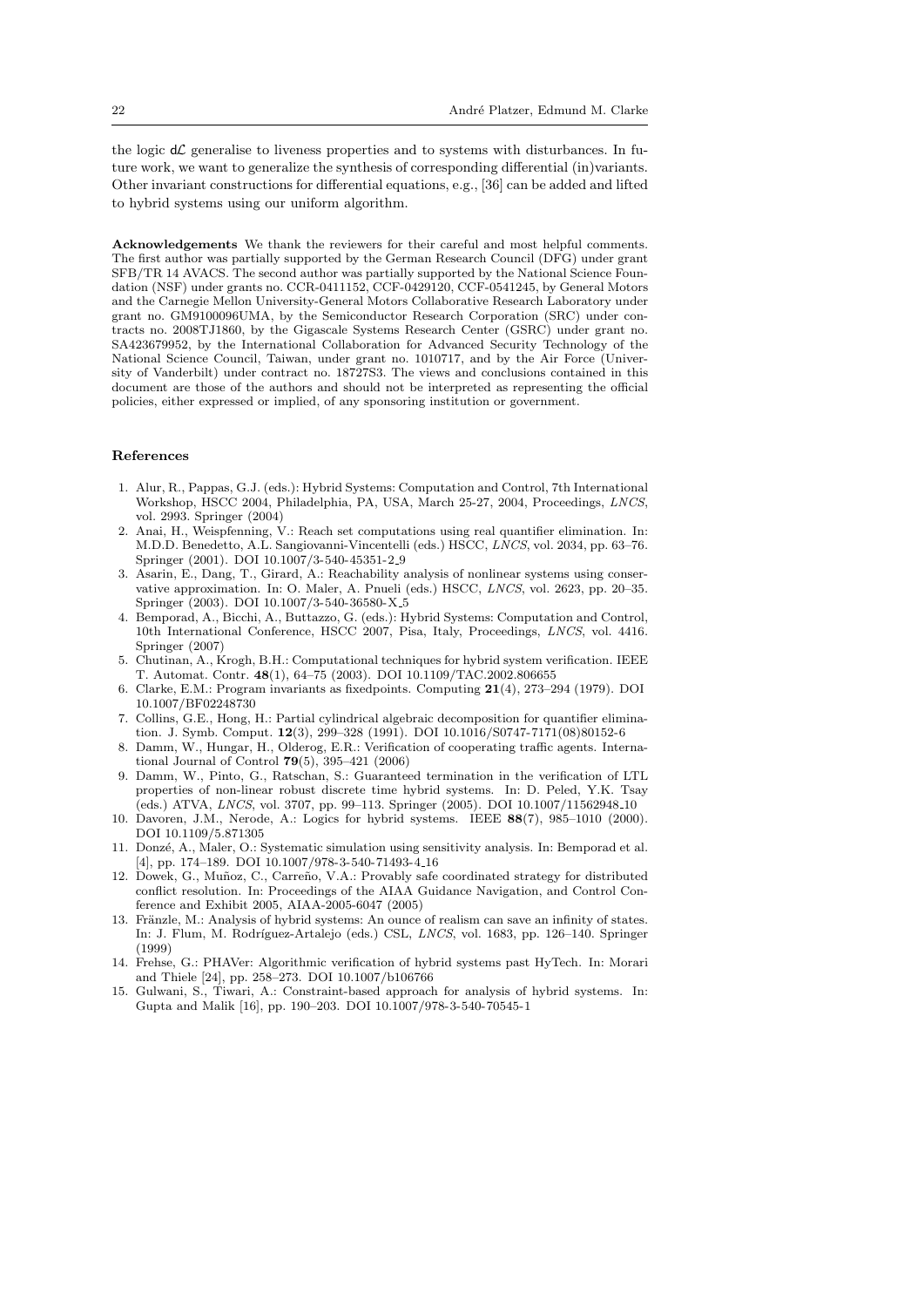the logic $d\mathcal{L}$ generalise to liveness properties and to systems with disturbances. In future work, we want to generalize the synthesis of corresponding differential (in)variants. Other invariant constructions for differential equations, e.g., [36] can be added and lifted to hybrid systems using our uniform algorithm.

**Acknowledgements** We thank the reviewers for their careful and most helpful comments. The first author was partially supported by the German Research Council (DFG) under grant SFB/TR 14 AVACS. The second author was partially supported by the National Science Foundation (NSF) under grants no. CCR-0411152, CCF-0429120, CCF-0541245, by General Motors and the Carnegie Mellon University-General Motors Collaborative Research Laboratory under grant no. GM9100096UMA, by the Semiconductor Research Corporation (SRC) under contracts no. 2008TJ1860, by the Gigascale Systems Research Center (GSRC) under grant no. SA423679952, by the International Collaboration for Advanced Security Technology of the National Science Council, Taiwan, under grant no. 1010717, and by the Air Force (University of Vanderbilt) under contract no. 18727S3. The views and conclusions contained in this document are those of the authors and should not be interpreted as representing the official policies, either expressed or implied, of any sponsoring institution or government.

## References

1. Alur, R., Pappas, G.J. (eds.): Hybrid Systems: Computation and Control, 7th International Workshop, HSCC 2004, Philadelphia, PA, USA, March 25-27, 2004, Proceedings, *LNCS*, vol. 2993. Springer (2004)
2. Anai, H., Weispfenning, V.: Reach set computations using real quantifier elimination. In: M.D.D. Benedetto, A.L. Sangiovanni-Vincentelli (eds.) HSCC, *LNCS*, vol. 2034, pp. 63–76. Springer (2001). DOI 10.1007/3-540-45351-2_9
3. Asarin, E., Dang, T., Girard, A.: Reachability analysis of nonlinear systems using conservative approximation. In: O. Maler, A. Pnueli (eds.) HSCC, *LNCS*, vol. 2623, pp. 20–35. Springer (2003). DOI 10.1007/3-540-36580-X_5
4. Bemporad, A., Bicchi, A., Buttazzo, G. (eds.): Hybrid Systems: Computation and Control, 10th International Conference, HSCC 2007, Pisa, Italy, Proceedings, *LNCS*, vol. 4416. Springer (2007)
5. Chutinan, A., Krogh, B.H.: Computational techniques for hybrid system verification. IEEE T. Automat. Contr. **48**(1), 64–75 (2003). DOI 10.1109/TAC.2002.806655
6. Clarke, E.M.: Program invariants as fixedpoints. Computing **21**(4), 273–294 (1979). DOI 10.1007/BF02248730
7. Collins, G.E., Hong, H.: Partial cylindrical algebraic decomposition for quantifier elimination. J. Symb. Comput. **12**(3), 299–328 (1991). DOI 10.1016/S0747-7171(08)80152-6
8. Damm, W., Hungar, H., Olderog, E.R.: Verification of cooperating traffic agents. International Journal of Control **79**(5), 395–421 (2006)
9. Damm, W., Pinto, G., Ratschan, S.: Guaranteed termination in the verification of LTL properties of non-linear robust discrete time hybrid systems. In: D. Peled, Y.K. Tsay (eds.) ATVA, *LNCS*, vol. 3707, pp. 99–113. Springer (2005). DOI 10.1007/11562948_10
10. Davoren, J.M., Nerode, A.: Logics for hybrid systems. IEEE **88**(7), 985–1010 (2000). DOI 10.1109/5.871305
11. Donzé, A., Maler, O.: Systematic simulation using sensitivity analysis. In: Bemporad et al. [4], pp. 174–189. DOI 10.1007/978-3-540-71493-4_16
12. Dowek, G., Muñoz, C., Carreño, V.A.: Provably safe coordinated strategy for distributed conflict resolution. In: Proceedings of the AIAA Guidance Navigation, and Control Conference and Exhibit 2005, AIAA-2005-6047 (2005)
13. Fränzle, M.: Analysis of hybrid systems: An ounce of realism can save an infinity of states. In: J. Flum, M. Rodríguez-Artalejo (eds.) CSL, *LNCS*, vol. 1683, pp. 126–140. Springer (1999)
14. Frehse, G.: PHAVer: Algorithmic verification of hybrid systems past HyTech. In: Morari and Thiele [24], pp. 258–273. DOI 10.1007/b106766
15. Gulwani, S., Tiwari, A.: Constraint-based approach for analysis of hybrid systems. In: Gupta and Malik [16], pp. 190–203. DOI 10.1007/978-3-540-70545-1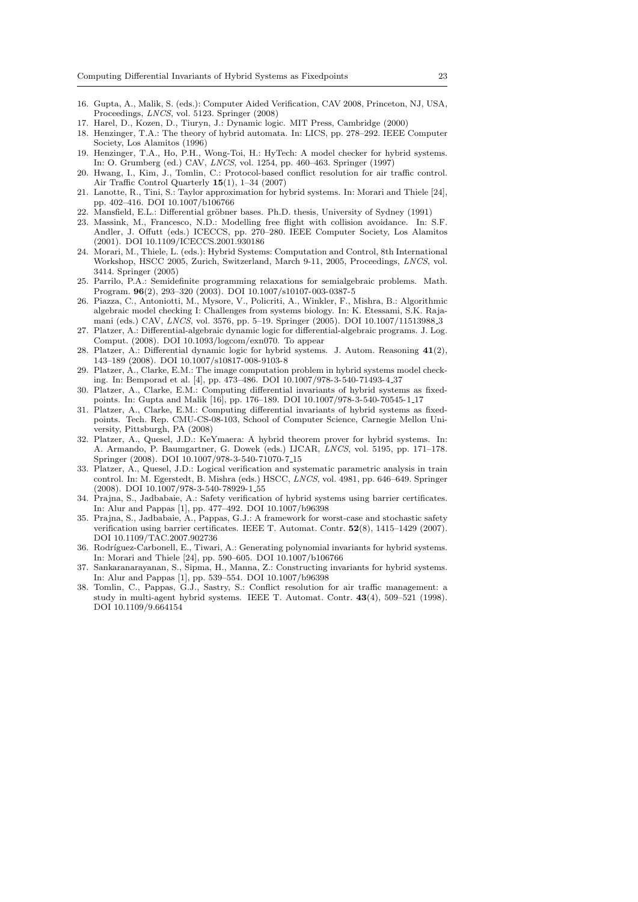16. Gupta, A., Malik, S. (eds.): Computer Aided Verification, CAV 2008, Princeton, NJ, USA, Proceedings, *LNCS*, vol. 5123. Springer (2008)
17. Harel, D., Kozen, D., Tiuryn, J.: Dynamic logic. MIT Press, Cambridge (2000)
18. Henzinger, T.A.: The theory of hybrid automata. In: LICS, pp. 278–292. IEEE Computer Society, Los Alamitos (1996)
19. Henzinger, T.A., Ho, P.H., Wong-Toi, H.: HyTech: A model checker for hybrid systems. In: O. Grumberg (ed.) CAV, *LNCS*, vol. 1254, pp. 460–463. Springer (1997)
20. Hwang, I., Kim, J., Tomlin, C.: Protocol-based conflict resolution for air traffic control. Air Traffic Control Quarterly **15**(1), 1–34 (2007)
21. Lanotte, R., Tini, S.: Taylor approximation for hybrid systems. In: Morari and Thiele [24], pp. 402–416. DOI 10.1007/b106766
22. Mansfield, E.L.: Differential gröbner bases. Ph.D. thesis, University of Sydney (1991)
23. Massink, M., Francesco, N.D.: Modelling free flight with collision avoidance. In: S.F. Andler, J. Offutt (eds.) ICECCS, pp. 270–280. IEEE Computer Society, Los Alamitos (2001). DOI 10.1109/ICECCS.2001.930186
24. Morari, M., Thiele, L. (eds.): Hybrid Systems: Computation and Control, 8th International Workshop, HSCC 2005, Zurich, Switzerland, March 9-11, 2005, Proceedings, *LNCS*, vol. 3414. Springer (2005)
25. Parrilo, P.A.: Semidefinite programming relaxations for semialgebraic problems. Math. Program. **96**(2), 293–320 (2003). DOI 10.1007/s10107-003-0387-5
26. Piazza, C., Antoniotti, M., Mysore, V., Policriti, A., Winkler, F., Mishra, B.: Algorithmic algebraic model checking I: Challenges from systems biology. In: K. Etessami, S.K. Rajamani (eds.) CAV, *LNCS*, vol. 3576, pp. 5–19. Springer (2005). DOI 10.1007/11513988_3
27. Platzer, A.: Differential-algebraic dynamic logic for differential-algebraic programs. J. Log. Comput. (2008). DOI 10.1093/logcom/exn070. To appear
28. Platzer, A.: Differential dynamic logic for hybrid systems. J. Autom. Reasoning **41**(2), 143–189 (2008). DOI 10.1007/s10817-008-9103-8
29. Platzer, A., Clarke, E.M.: The image computation problem in hybrid systems model checking. In: Bemporad et al. [4], pp. 473–486. DOI 10.1007/978-3-540-71493-4_37
30. Platzer, A., Clarke, E.M.: Computing differential invariants of hybrid systems as fixedpoints. In: Gupta and Malik [16], pp. 176–189. DOI 10.1007/978-3-540-70545-1_17
31. Platzer, A., Clarke, E.M.: Computing differential invariants of hybrid systems as fixedpoints. Tech. Rep. CMU-CS-08-103, School of Computer Science, Carnegie Mellon University, Pittsburgh, PA (2008)
32. Platzer, A., Quesel, J.D.: KeYmaera: A hybrid theorem prover for hybrid systems. In: A. Armando, P. Baumgartner, G. Dowek (eds.) IJCAR, *LNCS*, vol. 5195, pp. 171–178. Springer (2008). DOI 10.1007/978-3-540-71070-7_15
33. Platzer, A., Quesel, J.D.: Logical verification and systematic parametric analysis in train control. In: M. Egerstedt, B. Mishra (eds.) HSCC, *LNCS*, vol. 4981, pp. 646–649. Springer (2008). DOI 10.1007/978-3-540-78929-1_55
34. Prajna, S., Jadbabaie, A.: Safety verification of hybrid systems using barrier certificates. In: Alur and Pappas [1], pp. 477–492. DOI 10.1007/b96398
35. Prajna, S., Jadbabaie, A., Pappas, G.J.: A framework for worst-case and stochastic safety verification using barrier certificates. IEEE T. Automat. Contr. **52**(8), 1415–1429 (2007). DOI 10.1109/TAC.2007.902736
36. Rodríguez-Carbonell, E., Tiwari, A.: Generating polynomial invariants for hybrid systems. In: Morari and Thiele [24], pp. 590–605. DOI 10.1007/b106766
37. Sankaranarayanan, S., Sipma, H., Manna, Z.: Constructing invariants for hybrid systems. In: Alur and Pappas [1], pp. 539–554. DOI 10.1007/b96398
38. Tomlin, C., Pappas, G.J., Sastry, S.: Conflict resolution for air traffic management: a study in multi-agent hybrid systems. IEEE T. Automat. Contr. **43**(4), 509–521 (1998). DOI 10.1109/9.664154